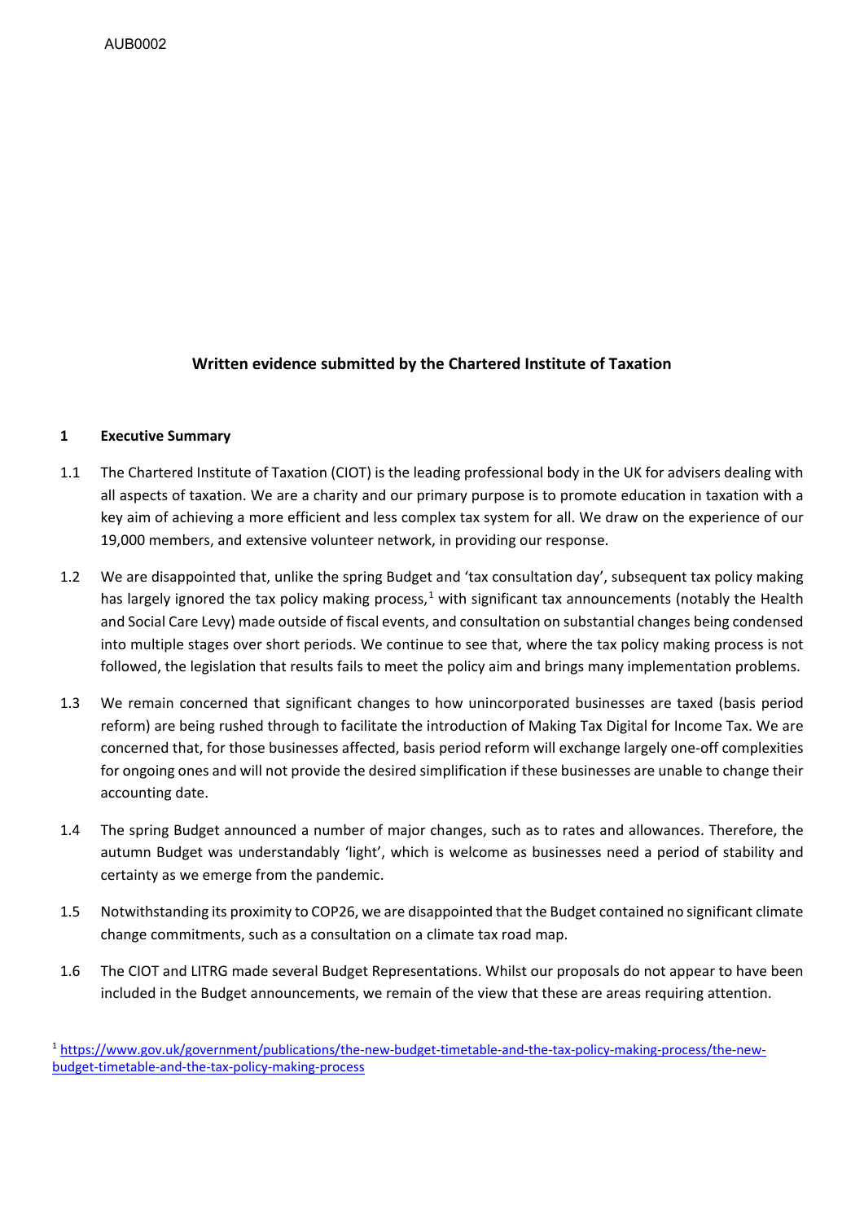AUB0002

**Written evidence submitted by the Chartered Institute of Taxation**

## 1 Executive Summary

1.1 The Chartered Institute of Taxation (CIOT) is the leading professional body in the UK for advisers dealing with all aspects of taxation. We are a charity and our primary purpose is to promote education in taxation with a key aim of achieving a more efficient and less complex tax system for all. We draw on the experience of our 19,000 members, and extensive volunteer network, in providing our response.

1.2 We are disappointed that, unlike the spring Budget and 'tax consultation day', subsequent tax policy making has largely ignored the tax policy making process,[1] with significant tax announcements (notably the Health and Social Care Levy) made outside of fiscal events, and consultation on substantial changes being condensed into multiple stages over short periods. We continue to see that, where the tax policy making process is not followed, the legislation that results fails to meet the policy aim and brings many implementation problems.

1.3 We remain concerned that significant changes to how unincorporated businesses are taxed (basis period reform) are being rushed through to facilitate the introduction of Making Tax Digital for Income Tax. We are concerned that, for those businesses affected, basis period reform will exchange largely one-off complexities for ongoing ones and will not provide the desired simplification if these businesses are unable to change their accounting date.

1.4 The spring Budget announced a number of major changes, such as to rates and allowances. Therefore, the autumn Budget was understandably 'light', which is welcome as businesses need a period of stability and certainty as we emerge from the pandemic.

1.5 Notwithstanding its proximity to COP26, we are disappointed that the Budget contained no significant climate change commitments, such as a consultation on a climate tax road map.

1.6 The CIOT and LITRG made several Budget Representations. Whilst our proposals do not appear to have been included in the Budget announcements, we remain of the view that these are areas requiring attention.

[1] https://www.gov.uk/government/publications/the-new-budget-timetable-and-the-tax-policy-making-process/the-new-budget-timetable-and-the-tax-policy-making-process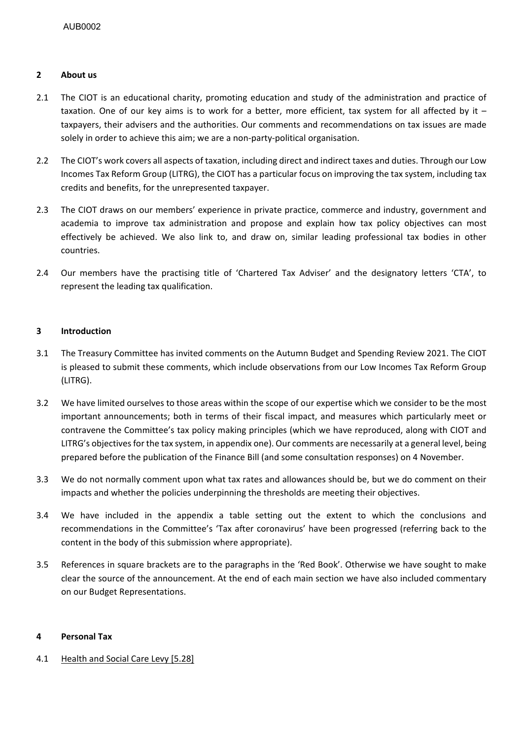## 2 About us

2.1 The CIOT is an educational charity, promoting education and study of the administration and practice of taxation. One of our key aims is to work for a better, more efficient, tax system for all affected by it – taxpayers, their advisers and the authorities. Our comments and recommendations on tax issues are made solely in order to achieve this aim; we are a non-party-political organisation.

2.2 The CIOT's work covers all aspects of taxation, including direct and indirect taxes and duties. Through our Low Incomes Tax Reform Group (LITRG), the CIOT has a particular focus on improving the tax system, including tax credits and benefits, for the unrepresented taxpayer.

2.3 The CIOT draws on our members' experience in private practice, commerce and industry, government and academia to improve tax administration and propose and explain how tax policy objectives can most effectively be achieved. We also link to, and draw on, similar leading professional tax bodies in other countries.

2.4 Our members have the practising title of 'Chartered Tax Adviser' and the designatory letters 'CTA', to represent the leading tax qualification.

## 3 Introduction

3.1 The Treasury Committee has invited comments on the Autumn Budget and Spending Review 2021. The CIOT is pleased to submit these comments, which include observations from our Low Incomes Tax Reform Group (LITRG).

3.2 We have limited ourselves to those areas within the scope of our expertise which we consider to be the most important announcements; both in terms of their fiscal impact, and measures which particularly meet or contravene the Committee's tax policy making principles (which we have reproduced, along with CIOT and LITRG's objectives for the tax system, in appendix one). Our comments are necessarily at a general level, being prepared before the publication of the Finance Bill (and some consultation responses) on 4 November.

3.3 We do not normally comment upon what tax rates and allowances should be, but we do comment on their impacts and whether the policies underpinning the thresholds are meeting their objectives.

3.4 We have included in the appendix a table setting out the extent to which the conclusions and recommendations in the Committee's 'Tax after coronavirus' have been progressed (referring back to the content in the body of this submission where appropriate).

3.5 References in square brackets are to the paragraphs in the 'Red Book'. Otherwise we have sought to make clear the source of the announcement. At the end of each main section we have also included commentary on our Budget Representations.

## 4 Personal Tax

4.1 Health and Social Care Levy [5.28]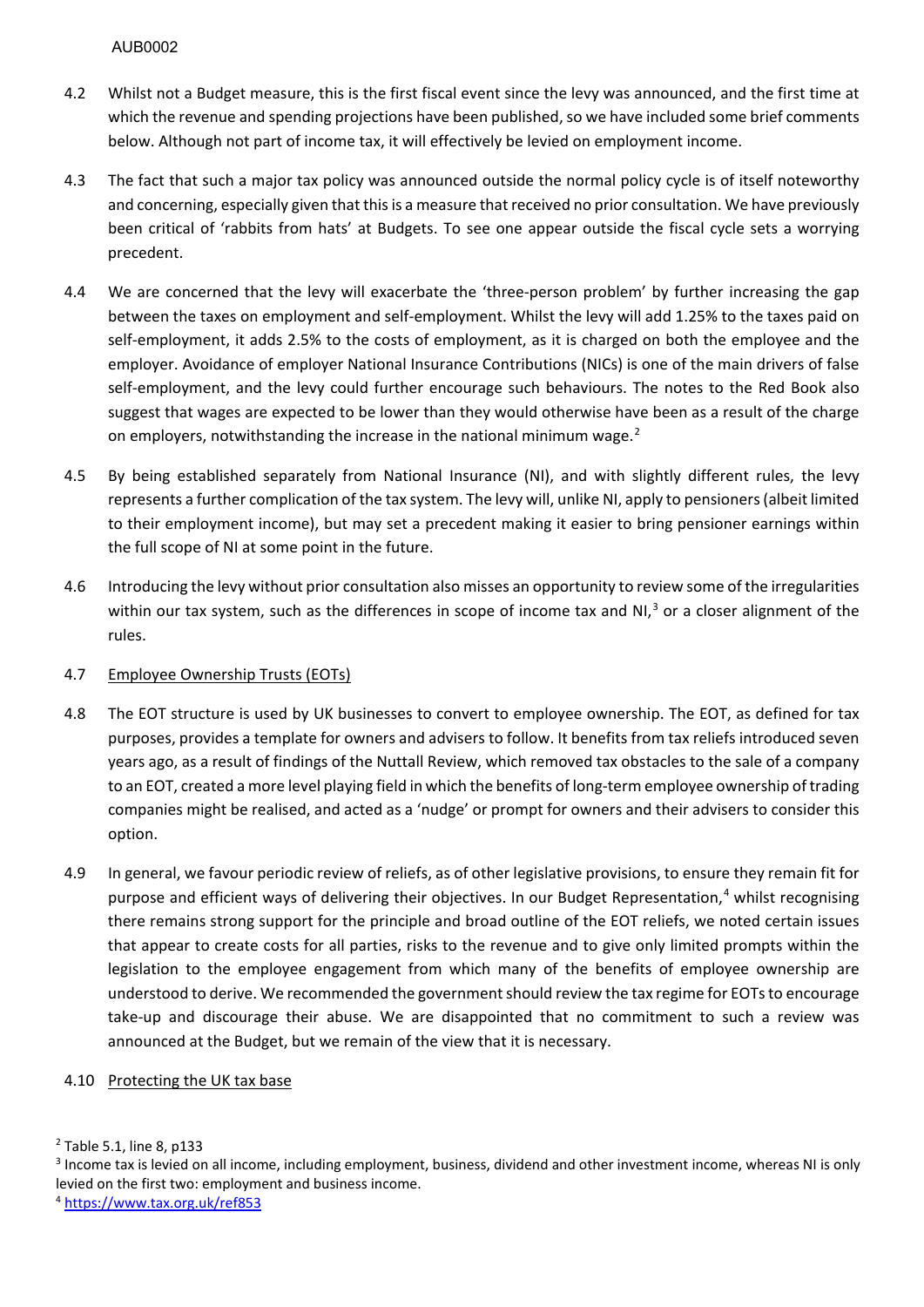4.2 Whilst not a Budget measure, this is the first fiscal event since the levy was announced, and the first time at which the revenue and spending projections have been published, so we have included some brief comments below. Although not part of income tax, it will effectively be levied on employment income.

4.3 The fact that such a major tax policy was announced outside the normal policy cycle is of itself noteworthy and concerning, especially given that this is a measure that received no prior consultation. We have previously been critical of 'rabbits from hats' at Budgets. To see one appear outside the fiscal cycle sets a worrying precedent.

4.4 We are concerned that the levy will exacerbate the 'three-person problem' by further increasing the gap between the taxes on employment and self-employment. Whilst the levy will add 1.25% to the taxes paid on self-employment, it adds 2.5% to the costs of employment, as it is charged on both the employee and the employer. Avoidance of employer National Insurance Contributions (NICs) is one of the main drivers of false self-employment, and the levy could further encourage such behaviours. The notes to the Red Book also suggest that wages are expected to be lower than they would otherwise have been as a result of the charge on employers, notwithstanding the increase in the national minimum wage.[2]

4.5 By being established separately from National Insurance (NI), and with slightly different rules, the levy represents a further complication of the tax system. The levy will, unlike NI, apply to pensioners (albeit limited to their employment income), but may set a precedent making it easier to bring pensioner earnings within the full scope of NI at some point in the future.

4.6 Introducing the levy without prior consultation also misses an opportunity to review some of the irregularities within our tax system, such as the differences in scope of income tax and NI,[3] or a closer alignment of the rules.

4.7 <u>Employee Ownership Trusts (EOTs)</u>

4.8 The EOT structure is used by UK businesses to convert to employee ownership. The EOT, as defined for tax purposes, provides a template for owners and advisers to follow. It benefits from tax reliefs introduced seven years ago, as a result of findings of the Nuttall Review, which removed tax obstacles to the sale of a company to an EOT, created a more level playing field in which the benefits of long-term employee ownership of trading companies might be realised, and acted as a 'nudge' or prompt for owners and their advisers to consider this option.

4.9 In general, we favour periodic review of reliefs, as of other legislative provisions, to ensure they remain fit for purpose and efficient ways of delivering their objectives. In our Budget Representation,[4] whilst recognising there remains strong support for the principle and broad outline of the EOT reliefs, we noted certain issues that appear to create costs for all parties, risks to the revenue and to give only limited prompts within the legislation to the employee engagement from which many of the benefits of employee ownership are understood to derive. We recommended the government should review the tax regime for EOTs to encourage take-up and discourage their abuse. We are disappointed that no commitment to such a review was announced at the Budget, but we remain of the view that it is necessary.

4.10 <u>Protecting the UK tax base</u>

---

[2] Table 5.1, line 8, p133

[3] Income tax is levied on all income, including employment, business, dividend and other investment income, whereas NI is only levied on the first two: employment and business income.

[4] https://www.tax.org.uk/ref853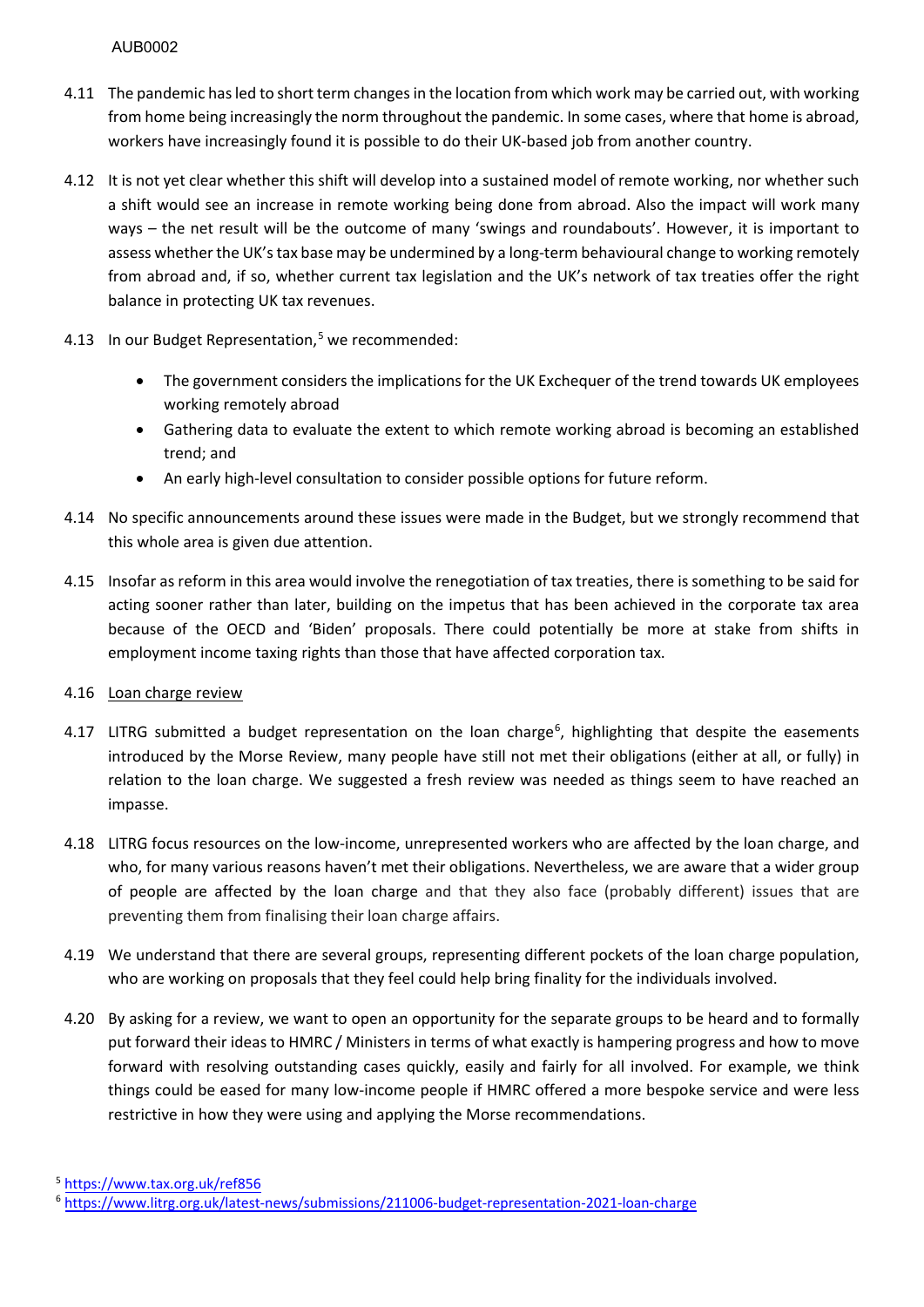4.11 The pandemic has led to short term changes in the location from which work may be carried out, with working from home being increasingly the norm throughout the pandemic. In some cases, where that home is abroad, workers have increasingly found it is possible to do their UK-based job from another country.

4.12 It is not yet clear whether this shift will develop into a sustained model of remote working, nor whether such a shift would see an increase in remote working being done from abroad. Also the impact will work many ways – the net result will be the outcome of many 'swings and roundabouts'. However, it is important to assess whether the UK's tax base may be undermined by a long-term behavioural change to working remotely from abroad and, if so, whether current tax legislation and the UK's network of tax treaties offer the right balance in protecting UK tax revenues.

4.13 In our Budget Representation,[5] we recommended:

- The government considers the implications for the UK Exchequer of the trend towards UK employees working remotely abroad
- Gathering data to evaluate the extent to which remote working abroad is becoming an established trend; and
- An early high-level consultation to consider possible options for future reform.

4.14 No specific announcements around these issues were made in the Budget, but we strongly recommend that this whole area is given due attention.

4.15 Insofar as reform in this area would involve the renegotiation of tax treaties, there is something to be said for acting sooner rather than later, building on the impetus that has been achieved in the corporate tax area because of the OECD and 'Biden' proposals. There could potentially be more at stake from shifts in employment income taxing rights than those that have affected corporation tax.

4.16 Loan charge review

4.17 LITRG submitted a budget representation on the loan charge[6], highlighting that despite the easements introduced by the Morse Review, many people have still not met their obligations (either at all, or fully) in relation to the loan charge. We suggested a fresh review was needed as things seem to have reached an impasse.

4.18 LITRG focus resources on the low-income, unrepresented workers who are affected by the loan charge, and who, for many various reasons haven't met their obligations. Nevertheless, we are aware that a wider group of people are affected by the loan charge and that they also face (probably different) issues that are preventing them from finalising their loan charge affairs.

4.19 We understand that there are several groups, representing different pockets of the loan charge population, who are working on proposals that they feel could help bring finality for the individuals involved.

4.20 By asking for a review, we want to open an opportunity for the separate groups to be heard and to formally put forward their ideas to HMRC / Ministers in terms of what exactly is hampering progress and how to move forward with resolving outstanding cases quickly, easily and fairly for all involved. For example, we think things could be eased for many low-income people if HMRC offered a more bespoke service and were less restrictive in how they were using and applying the Morse recommendations.

---

[5] https://www.tax.org.uk/ref856

[6] https://www.litrg.org.uk/latest-news/submissions/211006-budget-representation-2021-loan-charge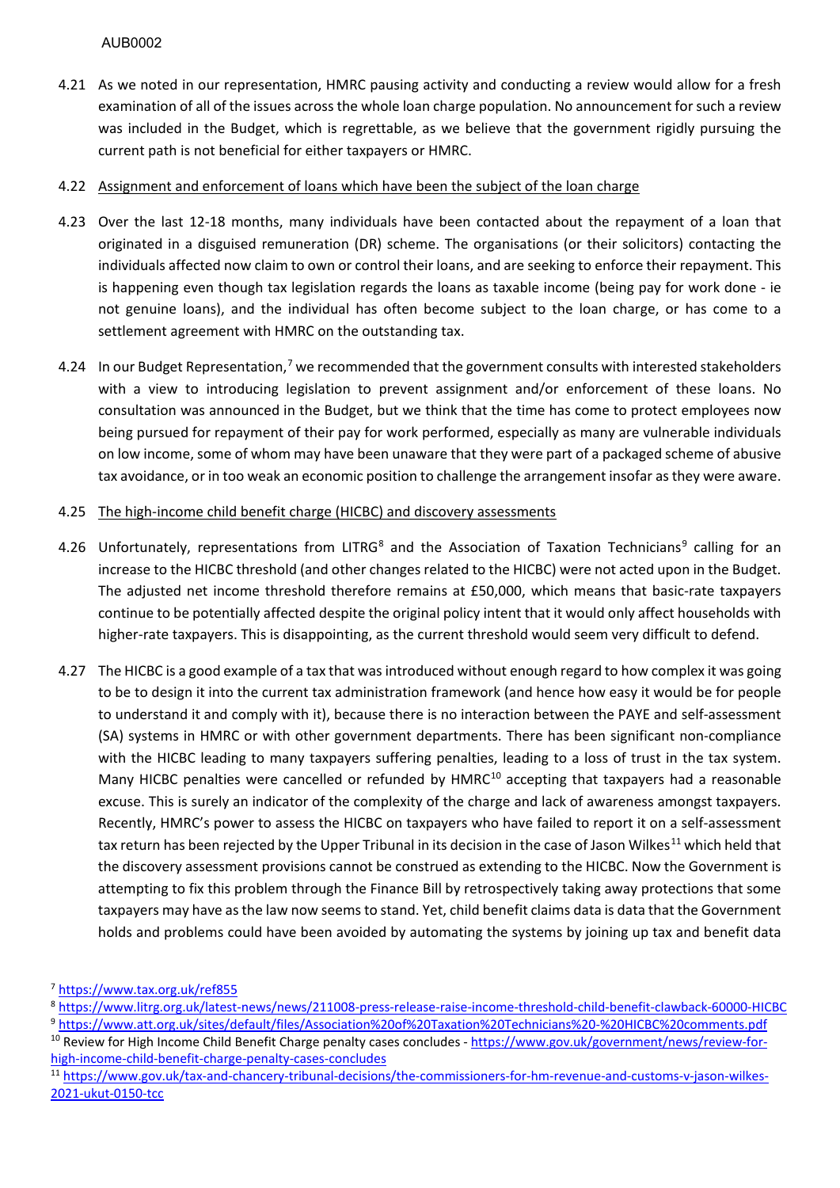4.21 As we noted in our representation, HMRC pausing activity and conducting a review would allow for a fresh examination of all of the issues across the whole loan charge population. No announcement for such a review was included in the Budget, which is regrettable, as we believe that the government rigidly pursuing the current path is not beneficial for either taxpayers or HMRC.

4.22 <u>Assignment and enforcement of loans which have been the subject of the loan charge</u>

4.23 Over the last 12-18 months, many individuals have been contacted about the repayment of a loan that originated in a disguised remuneration (DR) scheme. The organisations (or their solicitors) contacting the individuals affected now claim to own or control their loans, and are seeking to enforce their repayment. This is happening even though tax legislation regards the loans as taxable income (being pay for work done - ie not genuine loans), and the individual has often become subject to the loan charge, or has come to a settlement agreement with HMRC on the outstanding tax.

4.24 In our Budget Representation,[7] we recommended that the government consults with interested stakeholders with a view to introducing legislation to prevent assignment and/or enforcement of these loans. No consultation was announced in the Budget, but we think that the time has come to protect employees now being pursued for repayment of their pay for work performed, especially as many are vulnerable individuals on low income, some of whom may have been unaware that they were part of a packaged scheme of abusive tax avoidance, or in too weak an economic position to challenge the arrangement insofar as they were aware.

4.25 <u>The high-income child benefit charge (HICBC) and discovery assessments</u>

4.26 Unfortunately, representations from LITRG[8] and the Association of Taxation Technicians[9] calling for an increase to the HICBC threshold (and other changes related to the HICBC) were not acted upon in the Budget. The adjusted net income threshold therefore remains at £50,000, which means that basic-rate taxpayers continue to be potentially affected despite the original policy intent that it would only affect households with higher-rate taxpayers. This is disappointing, as the current threshold would seem very difficult to defend.

4.27 The HICBC is a good example of a tax that was introduced without enough regard to how complex it was going to be to design it into the current tax administration framework (and hence how easy it would be for people to understand it and comply with it), because there is no interaction between the PAYE and self-assessment (SA) systems in HMRC or with other government departments. There has been significant non-compliance with the HICBC leading to many taxpayers suffering penalties, leading to a loss of trust in the tax system. Many HICBC penalties were cancelled or refunded by HMRC[10] accepting that taxpayers had a reasonable excuse. This is surely an indicator of the complexity of the charge and lack of awareness amongst taxpayers. Recently, HMRC's power to assess the HICBC on taxpayers who have failed to report it on a self-assessment tax return has been rejected by the Upper Tribunal in its decision in the case of Jason Wilkes[11] which held that the discovery assessment provisions cannot be construed as extending to the HICBC. Now the Government is attempting to fix this problem through the Finance Bill by retrospectively taking away protections that some taxpayers may have as the law now seems to stand. Yet, child benefit claims data is data that the Government holds and problems could have been avoided by automating the systems by joining up tax and benefit data

---

[7] https://www.tax.org.uk/ref855

[8] https://www.litrg.org.uk/latest-news/news/211008-press-release-raise-income-threshold-child-benefit-clawback-60000-HICBC

[9] https://www.att.org.uk/sites/default/files/Association%20of%20Taxation%20Technicians%20-%20HICBC%20comments.pdf

[10] Review for High Income Child Benefit Charge penalty cases concludes - https://www.gov.uk/government/news/review-for-high-income-child-benefit-charge-penalty-cases-concludes

[11] https://www.gov.uk/tax-and-chancery-tribunal-decisions/the-commissioners-for-hm-revenue-and-customs-v-jason-wilkes-2021-ukut-0150-tcc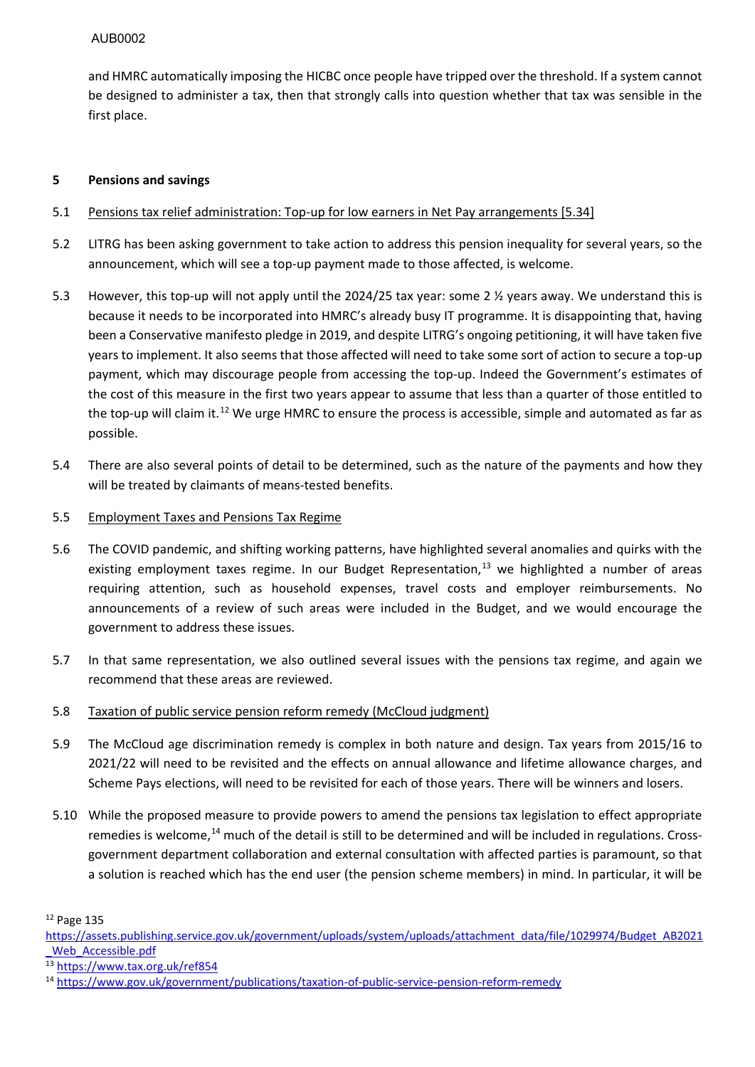and HMRC automatically imposing the HICBC once people have tripped over the threshold. If a system cannot be designed to administer a tax, then that strongly calls into question whether that tax was sensible in the first place.

## 5 Pensions and savings

5.1 Pensions tax relief administration: Top-up for low earners in Net Pay arrangements [5.34]

5.2 LITRG has been asking government to take action to address this pension inequality for several years, so the announcement, which will see a top-up payment made to those affected, is welcome.

5.3 However, this top-up will not apply until the 2024/25 tax year: some 2 ½ years away. We understand this is because it needs to be incorporated into HMRC's already busy IT programme. It is disappointing that, having been a Conservative manifesto pledge in 2019, and despite LITRG's ongoing petitioning, it will have taken five years to implement. It also seems that those affected will need to take some sort of action to secure a top-up payment, which may discourage people from accessing the top-up. Indeed the Government's estimates of the cost of this measure in the first two years appear to assume that less than a quarter of those entitled to the top-up will claim it.[12] We urge HMRC to ensure the process is accessible, simple and automated as far as possible.

5.4 There are also several points of detail to be determined, such as the nature of the payments and how they will be treated by claimants of means-tested benefits.

5.5 Employment Taxes and Pensions Tax Regime

5.6 The COVID pandemic, and shifting working patterns, have highlighted several anomalies and quirks with the existing employment taxes regime. In our Budget Representation,[13] we highlighted a number of areas requiring attention, such as household expenses, travel costs and employer reimbursements. No announcements of a review of such areas were included in the Budget, and we would encourage the government to address these issues.

5.7 In that same representation, we also outlined several issues with the pensions tax regime, and again we recommend that these areas are reviewed.

5.8 Taxation of public service pension reform remedy (McCloud judgment)

5.9 The McCloud age discrimination remedy is complex in both nature and design. Tax years from 2015/16 to 2021/22 will need to be revisited and the effects on annual allowance and lifetime allowance charges, and Scheme Pays elections, will need to be revisited for each of those years. There will be winners and losers.

5.10 While the proposed measure to provide powers to amend the pensions tax legislation to effect appropriate remedies is welcome,[14] much of the detail is still to be determined and will be included in regulations. Cross-government department collaboration and external consultation with affected parties is paramount, so that a solution is reached which has the end user (the pension scheme members) in mind. In particular, it will be

---

[12] Page 135 https://assets.publishing.service.gov.uk/government/uploads/system/uploads/attachment_data/file/1029974/Budget_AB2021_Web_Accessible.pdf

[13] https://www.tax.org.uk/ref854

[14] https://www.gov.uk/government/publications/taxation-of-public-service-pension-reform-remedy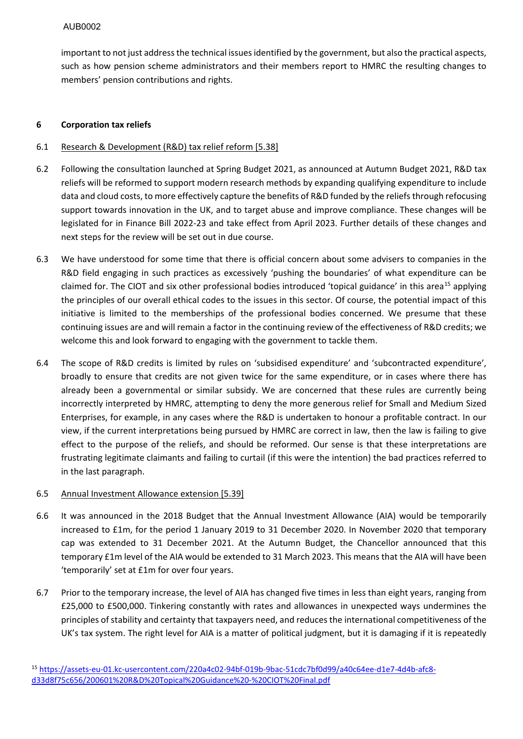important to not just address the technical issues identified by the government, but also the practical aspects, such as how pension scheme administrators and their members report to HMRC the resulting changes to members' pension contributions and rights.

## 6 Corporation tax reliefs

6.1 Research & Development (R&D) tax relief reform [5.38]

6.2 Following the consultation launched at Spring Budget 2021, as announced at Autumn Budget 2021, R&D tax reliefs will be reformed to support modern research methods by expanding qualifying expenditure to include data and cloud costs, to more effectively capture the benefits of R&D funded by the reliefs through refocusing support towards innovation in the UK, and to target abuse and improve compliance. These changes will be legislated for in Finance Bill 2022-23 and take effect from April 2023. Further details of these changes and next steps for the review will be set out in due course.

6.3 We have understood for some time that there is official concern about some advisers to companies in the R&D field engaging in such practices as excessively 'pushing the boundaries' of what expenditure can be claimed for. The CIOT and six other professional bodies introduced 'topical guidance' in this area[15] applying the principles of our overall ethical codes to the issues in this sector. Of course, the potential impact of this initiative is limited to the memberships of the professional bodies concerned. We presume that these continuing issues are and will remain a factor in the continuing review of the effectiveness of R&D credits; we welcome this and look forward to engaging with the government to tackle them.

6.4 The scope of R&D credits is limited by rules on 'subsidised expenditure' and 'subcontracted expenditure', broadly to ensure that credits are not given twice for the same expenditure, or in cases where there has already been a governmental or similar subsidy. We are concerned that these rules are currently being incorrectly interpreted by HMRC, attempting to deny the more generous relief for Small and Medium Sized Enterprises, for example, in any cases where the R&D is undertaken to honour a profitable contract. In our view, if the current interpretations being pursued by HMRC are correct in law, then the law is failing to give effect to the purpose of the reliefs, and should be reformed. Our sense is that these interpretations are frustrating legitimate claimants and failing to curtail (if this were the intention) the bad practices referred to in the last paragraph.

6.5 Annual Investment Allowance extension [5.39]

6.6 It was announced in the 2018 Budget that the Annual Investment Allowance (AIA) would be temporarily increased to £1m, for the period 1 January 2019 to 31 December 2020. In November 2020 that temporary cap was extended to 31 December 2021. At the Autumn Budget, the Chancellor announced that this temporary £1m level of the AIA would be extended to 31 March 2023. This means that the AIA will have been 'temporarily' set at £1m for over four years.

6.7 Prior to the temporary increase, the level of AIA has changed five times in less than eight years, ranging from £25,000 to £500,000. Tinkering constantly with rates and allowances in unexpected ways undermines the principles of stability and certainty that taxpayers need, and reduces the international competitiveness of the UK's tax system. The right level for AIA is a matter of political judgment, but it is damaging if it is repeatedly

[15] https://assets-eu-01.kc-usercontent.com/220a4c02-94bf-019b-9bac-51cdc7bf0d99/a40c64ee-d1e7-4d4b-afc8-d33d8f75c656/200601%20R&D%20Topical%20Guidance%20-%20CIOT%20Final.pdf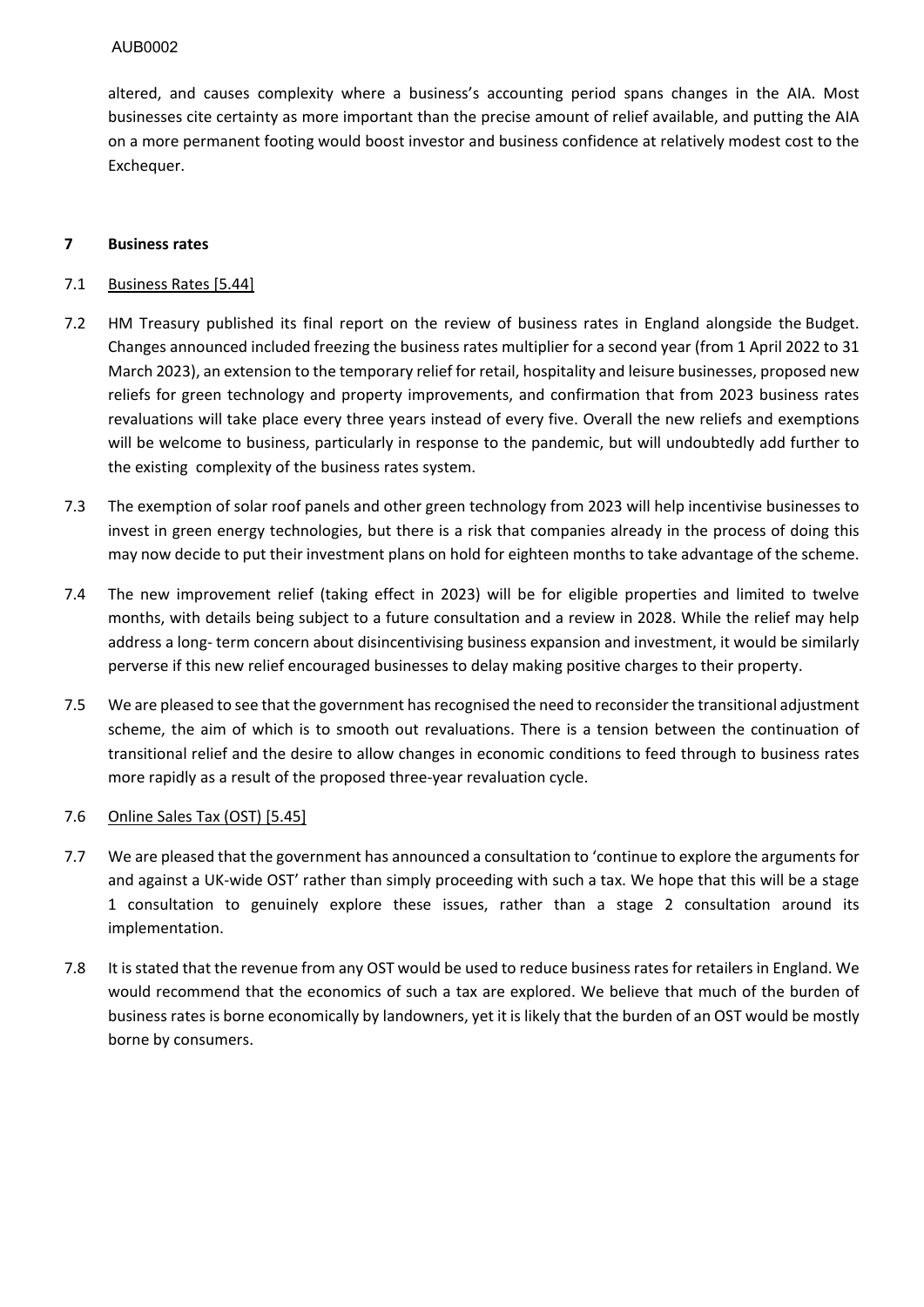altered, and causes complexity where a business's accounting period spans changes in the AIA. Most businesses cite certainty as more important than the precise amount of relief available, and putting the AIA on a more permanent footing would boost investor and business confidence at relatively modest cost to the Exchequer.

## 7 Business rates

7.1 <u>Business Rates [5.44]</u>

7.2 HM Treasury published its final report on the review of business rates in England alongside the Budget. Changes announced included freezing the business rates multiplier for a second year (from 1 April 2022 to 31 March 2023), an extension to the temporary relief for retail, hospitality and leisure businesses, proposed new reliefs for green technology and property improvements, and confirmation that from 2023 business rates revaluations will take place every three years instead of every five. Overall the new reliefs and exemptions will be welcome to business, particularly in response to the pandemic, but will undoubtedly add further to the existing complexity of the business rates system.

7.3 The exemption of solar roof panels and other green technology from 2023 will help incentivise businesses to invest in green energy technologies, but there is a risk that companies already in the process of doing this may now decide to put their investment plans on hold for eighteen months to take advantage of the scheme.

7.4 The new improvement relief (taking effect in 2023) will be for eligible properties and limited to twelve months, with details being subject to a future consultation and a review in 2028. While the relief may help address a long- term concern about disincentivising business expansion and investment, it would be similarly perverse if this new relief encouraged businesses to delay making positive charges to their property.

7.5 We are pleased to see that the government has recognised the need to reconsider the transitional adjustment scheme, the aim of which is to smooth out revaluations. There is a tension between the continuation of transitional relief and the desire to allow changes in economic conditions to feed through to business rates more rapidly as a result of the proposed three-year revaluation cycle.

7.6 <u>Online Sales Tax (OST) [5.45]</u>

7.7 We are pleased that the government has announced a consultation to 'continue to explore the arguments for and against a UK-wide OST' rather than simply proceeding with such a tax. We hope that this will be a stage 1 consultation to genuinely explore these issues, rather than a stage 2 consultation around its implementation.

7.8 It is stated that the revenue from any OST would be used to reduce business rates for retailers in England. We would recommend that the economics of such a tax are explored. We believe that much of the burden of business rates is borne economically by landowners, yet it is likely that the burden of an OST would be mostly borne by consumers.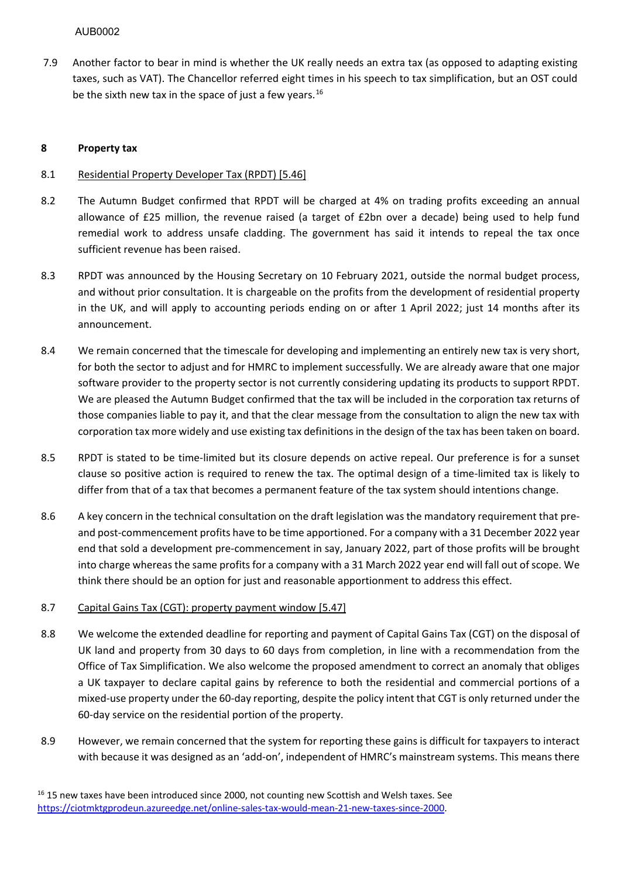7.9 Another factor to bear in mind is whether the UK really needs an extra tax (as opposed to adapting existing taxes, such as VAT). The Chancellor referred eight times in his speech to tax simplification, but an OST could be the sixth new tax in the space of just a few years.[16]

## 8 Property tax

8.1 Residential Property Developer Tax (RPDT) [5.46]

8.2 The Autumn Budget confirmed that RPDT will be charged at 4% on trading profits exceeding an annual allowance of £25 million, the revenue raised (a target of £2bn over a decade) being used to help fund remedial work to address unsafe cladding. The government has said it intends to repeal the tax once sufficient revenue has been raised.

8.3 RPDT was announced by the Housing Secretary on 10 February 2021, outside the normal budget process, and without prior consultation. It is chargeable on the profits from the development of residential property in the UK, and will apply to accounting periods ending on or after 1 April 2022; just 14 months after its announcement.

8.4 We remain concerned that the timescale for developing and implementing an entirely new tax is very short, for both the sector to adjust and for HMRC to implement successfully. We are already aware that one major software provider to the property sector is not currently considering updating its products to support RPDT. We are pleased the Autumn Budget confirmed that the tax will be included in the corporation tax returns of those companies liable to pay it, and that the clear message from the consultation to align the new tax with corporation tax more widely and use existing tax definitions in the design of the tax has been taken on board.

8.5 RPDT is stated to be time-limited but its closure depends on active repeal. Our preference is for a sunset clause so positive action is required to renew the tax. The optimal design of a time-limited tax is likely to differ from that of a tax that becomes a permanent feature of the tax system should intentions change.

8.6 A key concern in the technical consultation on the draft legislation was the mandatory requirement that pre- and post-commencement profits have to be time apportioned. For a company with a 31 December 2022 year end that sold a development pre-commencement in say, January 2022, part of those profits will be brought into charge whereas the same profits for a company with a 31 March 2022 year end will fall out of scope. We think there should be an option for just and reasonable apportionment to address this effect.

8.7 Capital Gains Tax (CGT): property payment window [5.47]

8.8 We welcome the extended deadline for reporting and payment of Capital Gains Tax (CGT) on the disposal of UK land and property from 30 days to 60 days from completion, in line with a recommendation from the Office of Tax Simplification. We also welcome the proposed amendment to correct an anomaly that obliges a UK taxpayer to declare capital gains by reference to both the residential and commercial portions of a mixed-use property under the 60-day reporting, despite the policy intent that CGT is only returned under the 60-day service on the residential portion of the property.

8.9 However, we remain concerned that the system for reporting these gains is difficult for taxpayers to interact with because it was designed as an 'add-on', independent of HMRC's mainstream systems. This means there

[16] 15 new taxes have been introduced since 2000, not counting new Scottish and Welsh taxes. See https://ciotmktgprodeun.azureedge.net/online-sales-tax-would-mean-21-new-taxes-since-2000.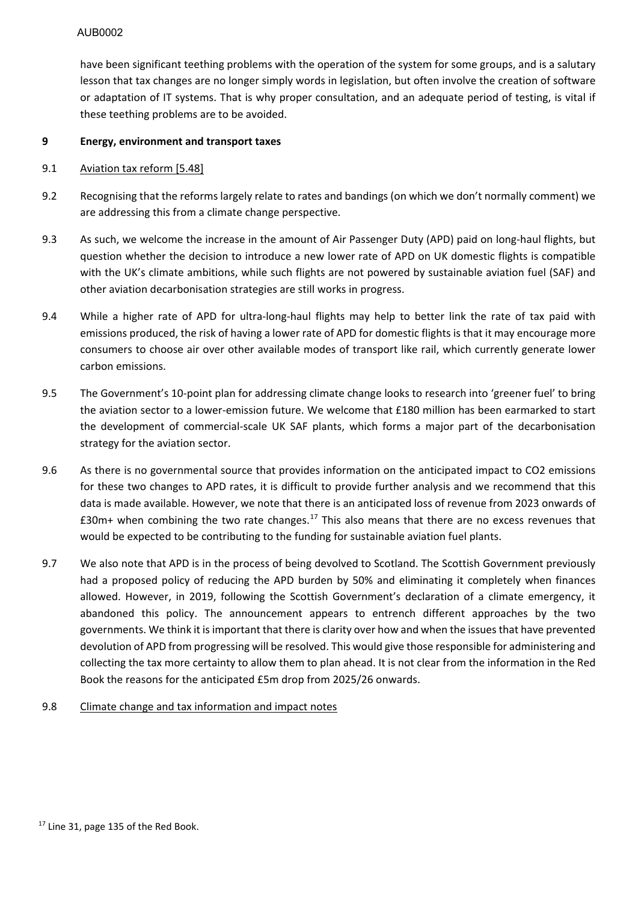have been significant teething problems with the operation of the system for some groups, and is a salutary lesson that tax changes are no longer simply words in legislation, but often involve the creation of software or adaptation of IT systems. That is why proper consultation, and an adequate period of testing, is vital if these teething problems are to be avoided.

## 9 Energy, environment and transport taxes

9.1 Aviation tax reform [5.48]

9.2 Recognising that the reforms largely relate to rates and bandings (on which we don't normally comment) we are addressing this from a climate change perspective.

9.3 As such, we welcome the increase in the amount of Air Passenger Duty (APD) paid on long-haul flights, but question whether the decision to introduce a new lower rate of APD on UK domestic flights is compatible with the UK's climate ambitions, while such flights are not powered by sustainable aviation fuel (SAF) and other aviation decarbonisation strategies are still works in progress.

9.4 While a higher rate of APD for ultra-long-haul flights may help to better link the rate of tax paid with emissions produced, the risk of having a lower rate of APD for domestic flights is that it may encourage more consumers to choose air over other available modes of transport like rail, which currently generate lower carbon emissions.

9.5 The Government's 10-point plan for addressing climate change looks to research into 'greener fuel' to bring the aviation sector to a lower-emission future. We welcome that £180 million has been earmarked to start the development of commercial-scale UK SAF plants, which forms a major part of the decarbonisation strategy for the aviation sector.

9.6 As there is no governmental source that provides information on the anticipated impact to $CO_2$ emissions for these two changes to APD rates, it is difficult to provide further analysis and we recommend that this data is made available. However, we note that there is an anticipated loss of revenue from 2023 onwards of £30m+ when combining the two rate changes.[17] This also means that there are no excess revenues that would be expected to be contributing to the funding for sustainable aviation fuel plants.

9.7 We also note that APD is in the process of being devolved to Scotland. The Scottish Government previously had a proposed policy of reducing the APD burden by 50% and eliminating it completely when finances allowed. However, in 2019, following the Scottish Government's declaration of a climate emergency, it abandoned this policy. The announcement appears to entrench different approaches by the two governments. We think it is important that there is clarity over how and when the issues that have prevented devolution of APD from progressing will be resolved. This would give those responsible for administering and collecting the tax more certainty to allow them to plan ahead. It is not clear from the information in the Red Book the reasons for the anticipated £5m drop from 2025/26 onwards.

9.8 Climate change and tax information and impact notes

[17] Line 31, page 135 of the Red Book.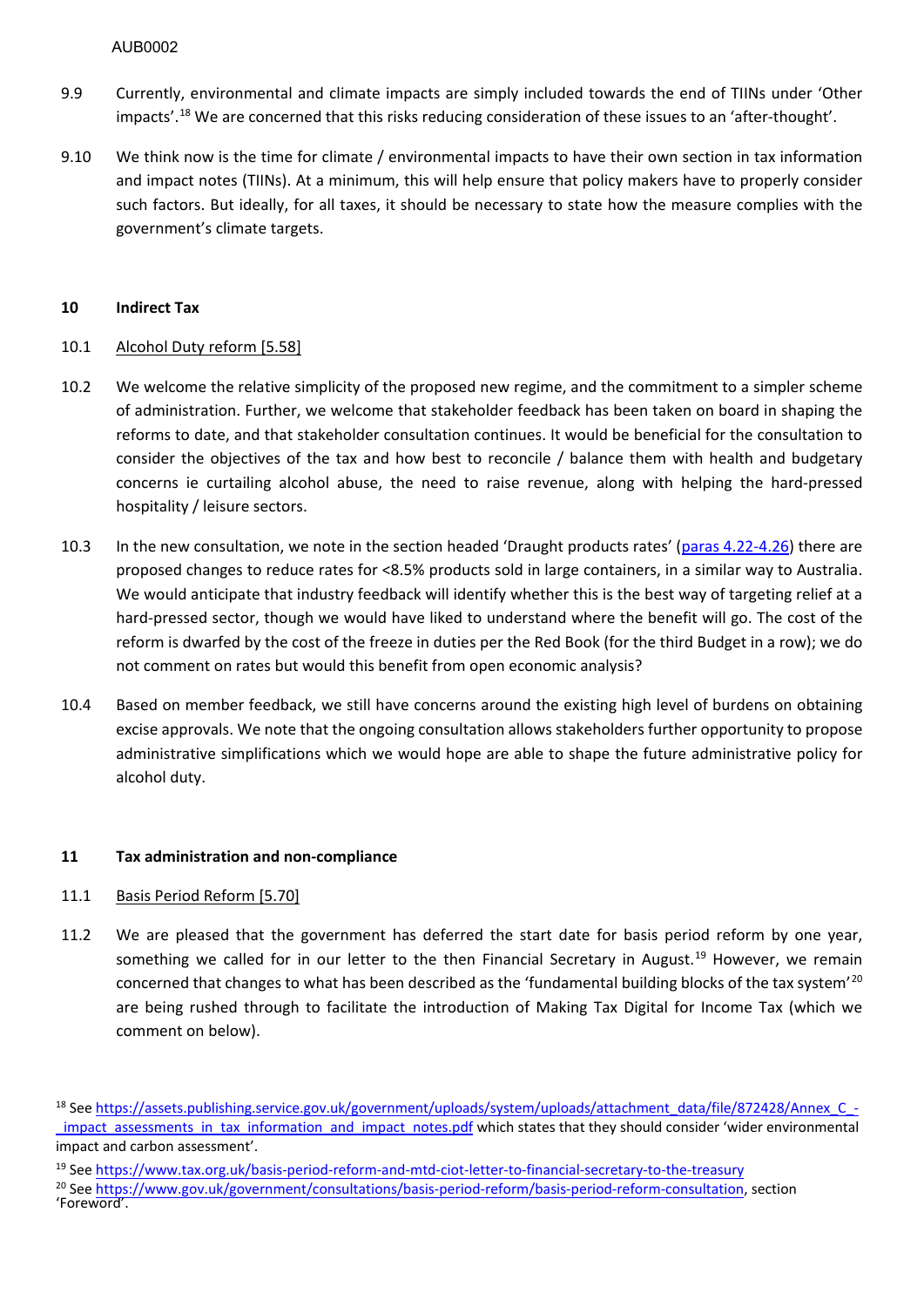9.9 Currently, environmental and climate impacts are simply included towards the end of TIINs under 'Other impacts'.[18] We are concerned that this risks reducing consideration of these issues to an 'after-thought'.

9.10 We think now is the time for climate / environmental impacts to have their own section in tax information and impact notes (TIINs). At a minimum, this will help ensure that policy makers have to properly consider such factors. But ideally, for all taxes, it should be necessary to state how the measure complies with the government's climate targets.

## 10 Indirect Tax

10.1 Alcohol Duty reform [5.58]

10.2 We welcome the relative simplicity of the proposed new regime, and the commitment to a simpler scheme of administration. Further, we welcome that stakeholder feedback has been taken on board in shaping the reforms to date, and that stakeholder consultation continues. It would be beneficial for the consultation to consider the objectives of the tax and how best to reconcile / balance them with health and budgetary concerns ie curtailing alcohol abuse, the need to raise revenue, along with helping the hard-pressed hospitality / leisure sectors.

10.3 In the new consultation, we note in the section headed 'Draught products rates' (paras 4.22-4.26) there are proposed changes to reduce rates for <8.5% products sold in large containers, in a similar way to Australia. We would anticipate that industry feedback will identify whether this is the best way of targeting relief at a hard-pressed sector, though we would have liked to understand where the benefit will go. The cost of the reform is dwarfed by the cost of the freeze in duties per the Red Book (for the third Budget in a row); we do not comment on rates but would this benefit from open economic analysis?

10.4 Based on member feedback, we still have concerns around the existing high level of burdens on obtaining excise approvals. We note that the ongoing consultation allows stakeholders further opportunity to propose administrative simplifications which we would hope are able to shape the future administrative policy for alcohol duty.

## 11 Tax administration and non-compliance

11.1 Basis Period Reform [5.70]

11.2 We are pleased that the government has deferred the start date for basis period reform by one year, something we called for in our letter to the then Financial Secretary in August.[19] However, we remain concerned that changes to what has been described as the 'fundamental building blocks of the tax system'[20] are being rushed through to facilitate the introduction of Making Tax Digital for Income Tax (which we comment on below).

---

[18] See https://assets.publishing.service.gov.uk/government/uploads/system/uploads/attachment_data/file/872428/Annex_C_-_impact_assessments_in_tax_information_and_impact_notes.pdf which states that they should consider 'wider environmental impact and carbon assessment'.

[19] See https://www.tax.org.uk/basis-period-reform-and-mtd-ciot-letter-to-financial-secretary-to-the-treasury

[20] See https://www.gov.uk/government/consultations/basis-period-reform/basis-period-reform-consultation, section 'Foreword'.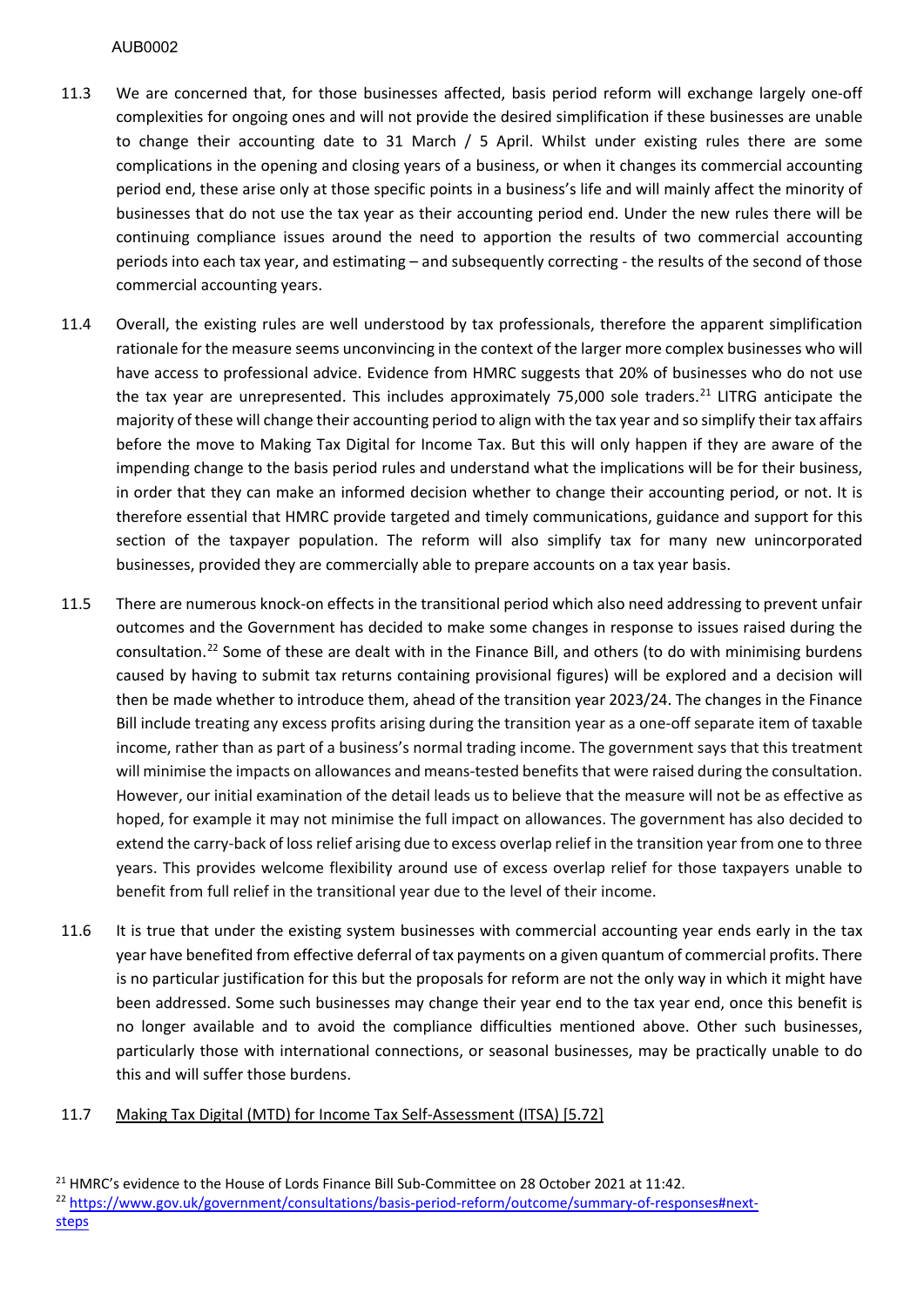11.3 We are concerned that, for those businesses affected, basis period reform will exchange largely one-off complexities for ongoing ones and will not provide the desired simplification if these businesses are unable to change their accounting date to 31 March / 5 April. Whilst under existing rules there are some complications in the opening and closing years of a business, or when it changes its commercial accounting period end, these arise only at those specific points in a business's life and will mainly affect the minority of businesses that do not use the tax year as their accounting period end. Under the new rules there will be continuing compliance issues around the need to apportion the results of two commercial accounting periods into each tax year, and estimating – and subsequently correcting - the results of the second of those commercial accounting years.

11.4 Overall, the existing rules are well understood by tax professionals, therefore the apparent simplification rationale for the measure seems unconvincing in the context of the larger more complex businesses who will have access to professional advice. Evidence from HMRC suggests that 20% of businesses who do not use the tax year are unrepresented. This includes approximately 75,000 sole traders.[21] LITRG anticipate the majority of these will change their accounting period to align with the tax year and so simplify their tax affairs before the move to Making Tax Digital for Income Tax. But this will only happen if they are aware of the impending change to the basis period rules and understand what the implications will be for their business, in order that they can make an informed decision whether to change their accounting period, or not. It is therefore essential that HMRC provide targeted and timely communications, guidance and support for this section of the taxpayer population. The reform will also simplify tax for many new unincorporated businesses, provided they are commercially able to prepare accounts on a tax year basis.

11.5 There are numerous knock-on effects in the transitional period which also need addressing to prevent unfair outcomes and the Government has decided to make some changes in response to issues raised during the consultation.[22] Some of these are dealt with in the Finance Bill, and others (to do with minimising burdens caused by having to submit tax returns containing provisional figures) will be explored and a decision will then be made whether to introduce them, ahead of the transition year 2023/24. The changes in the Finance Bill include treating any excess profits arising during the transition year as a one-off separate item of taxable income, rather than as part of a business's normal trading income. The government says that this treatment will minimise the impacts on allowances and means-tested benefits that were raised during the consultation. However, our initial examination of the detail leads us to believe that the measure will not be as effective as hoped, for example it may not minimise the full impact on allowances. The government has also decided to extend the carry-back of loss relief arising due to excess overlap relief in the transition year from one to three years. This provides welcome flexibility around use of excess overlap relief for those taxpayers unable to benefit from full relief in the transitional year due to the level of their income.

11.6 It is true that under the existing system businesses with commercial accounting year ends early in the tax year have benefited from effective deferral of tax payments on a given quantum of commercial profits. There is no particular justification for this but the proposals for reform are not the only way in which it might have been addressed. Some such businesses may change their year end to the tax year end, once this benefit is no longer available and to avoid the compliance difficulties mentioned above. Other such businesses, particularly those with international connections, or seasonal businesses, may be practically unable to do this and will suffer those burdens.

11.7 Making Tax Digital (MTD) for Income Tax Self-Assessment (ITSA) [5.72]

---

[21] HMRC's evidence to the House of Lords Finance Bill Sub-Committee on 28 October 2021 at 11:42.

[22] https://www.gov.uk/government/consultations/basis-period-reform/outcome/summary-of-responses#next-steps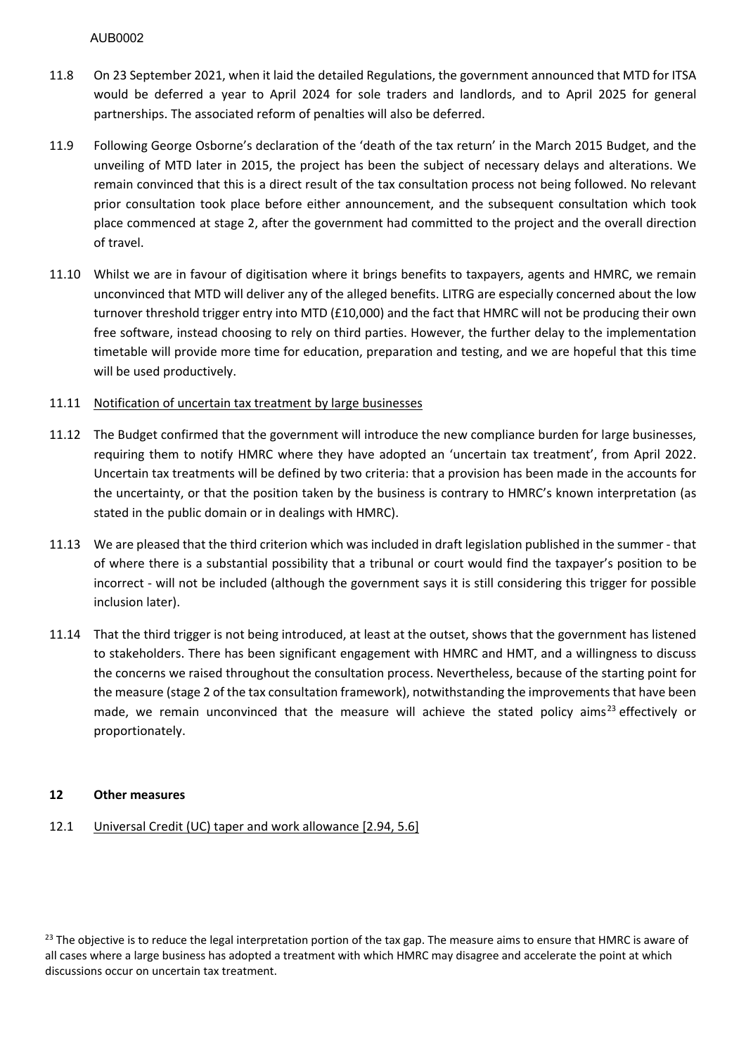11.8 On 23 September 2021, when it laid the detailed Regulations, the government announced that MTD for ITSA would be deferred a year to April 2024 for sole traders and landlords, and to April 2025 for general partnerships. The associated reform of penalties will also be deferred.

11.9 Following George Osborne's declaration of the 'death of the tax return' in the March 2015 Budget, and the unveiling of MTD later in 2015, the project has been the subject of necessary delays and alterations. We remain convinced that this is a direct result of the tax consultation process not being followed. No relevant prior consultation took place before either announcement, and the subsequent consultation which took place commenced at stage 2, after the government had committed to the project and the overall direction of travel.

11.10 Whilst we are in favour of digitisation where it brings benefits to taxpayers, agents and HMRC, we remain unconvinced that MTD will deliver any of the alleged benefits. LITRG are especially concerned about the low turnover threshold trigger entry into MTD (£10,000) and the fact that HMRC will not be producing their own free software, instead choosing to rely on third parties. However, the further delay to the implementation timetable will provide more time for education, preparation and testing, and we are hopeful that this time will be used productively.

11.11 <u>Notification of uncertain tax treatment by large businesses</u>

11.12 The Budget confirmed that the government will introduce the new compliance burden for large businesses, requiring them to notify HMRC where they have adopted an 'uncertain tax treatment', from April 2022. Uncertain tax treatments will be defined by two criteria: that a provision has been made in the accounts for the uncertainty, or that the position taken by the business is contrary to HMRC's known interpretation (as stated in the public domain or in dealings with HMRC).

11.13 We are pleased that the third criterion which was included in draft legislation published in the summer - that of where there is a substantial possibility that a tribunal or court would find the taxpayer's position to be incorrect - will not be included (although the government says it is still considering this trigger for possible inclusion later).

11.14 That the third trigger is not being introduced, at least at the outset, shows that the government has listened to stakeholders. There has been significant engagement with HMRC and HMT, and a willingness to discuss the concerns we raised throughout the consultation process. Nevertheless, because of the starting point for the measure (stage 2 of the tax consultation framework), notwithstanding the improvements that have been made, we remain unconvinced that the measure will achieve the stated policy aims[23] effectively or proportionately.

## 12 Other measures

12.1 <u>Universal Credit (UC) taper and work allowance [2.94, 5.6]</u>

[23] The objective is to reduce the legal interpretation portion of the tax gap. The measure aims to ensure that HMRC is aware of all cases where a large business has adopted a treatment with which HMRC may disagree and accelerate the point at which discussions occur on uncertain tax treatment.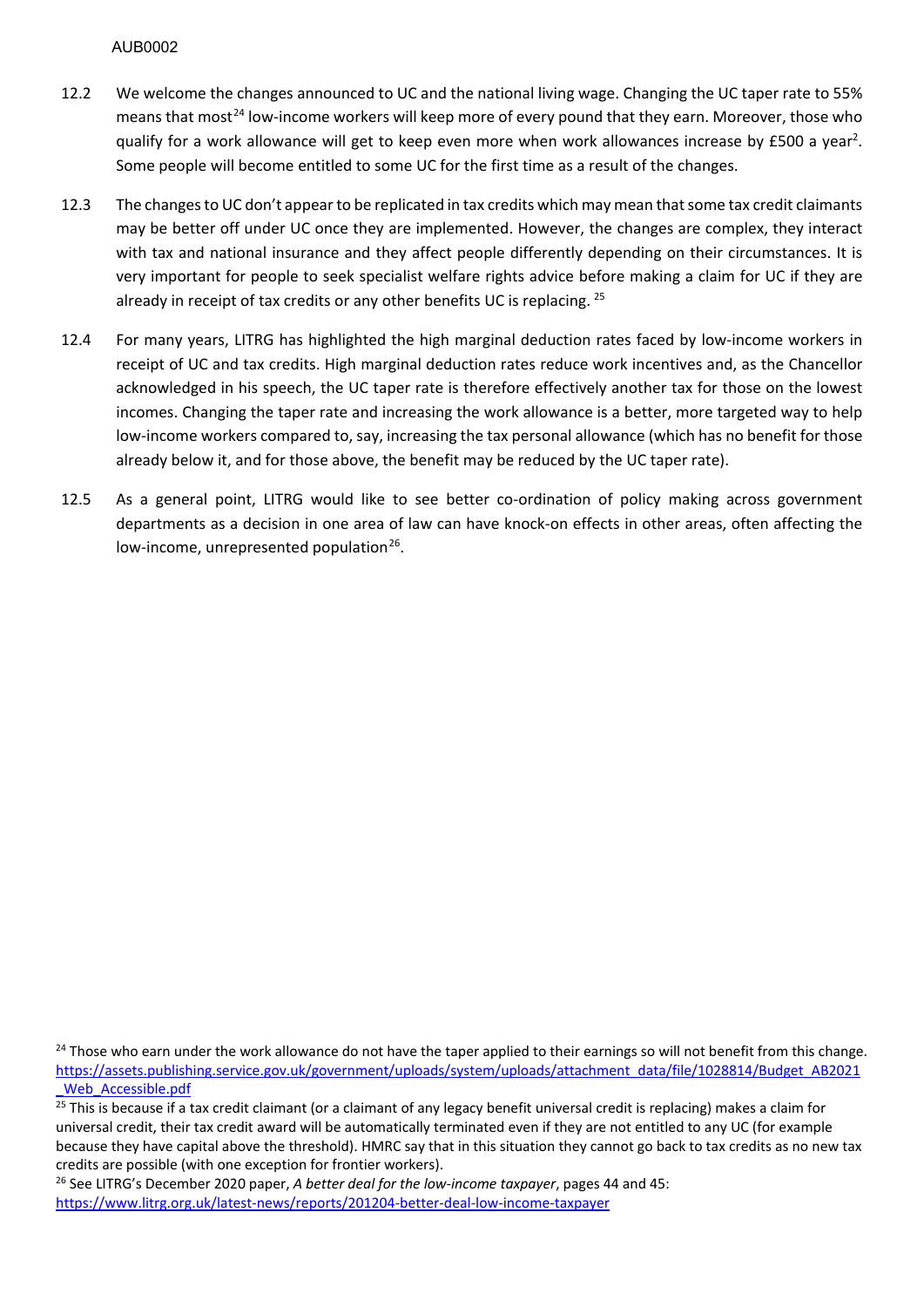12.2 We welcome the changes announced to UC and the national living wage. Changing the UC taper rate to 55% means that most[24] low-income workers will keep more of every pound that they earn. Moreover, those who qualify for a work allowance will get to keep even more when work allowances increase by £500 a year[2]. Some people will become entitled to some UC for the first time as a result of the changes.

12.3 The changes to UC don't appear to be replicated in tax credits which may mean that some tax credit claimants may be better off under UC once they are implemented. However, the changes are complex, they interact with tax and national insurance and they affect people differently depending on their circumstances. It is very important for people to seek specialist welfare rights advice before making a claim for UC if they are already in receipt of tax credits or any other benefits UC is replacing. [25]

12.4 For many years, LITRG has highlighted the high marginal deduction rates faced by low-income workers in receipt of UC and tax credits. High marginal deduction rates reduce work incentives and, as the Chancellor acknowledged in his speech, the UC taper rate is therefore effectively another tax for those on the lowest incomes. Changing the taper rate and increasing the work allowance is a better, more targeted way to help low-income workers compared to, say, increasing the tax personal allowance (which has no benefit for those already below it, and for those above, the benefit may be reduced by the UC taper rate).

12.5 As a general point, LITRG would like to see better co-ordination of policy making across government departments as a decision in one area of law can have knock-on effects in other areas, often affecting the low-income, unrepresented population[26].

---

[24] Those who earn under the work allowance do not have the taper applied to their earnings so will not benefit from this change. https://assets.publishing.service.gov.uk/government/uploads/system/uploads/attachment_data/file/1028814/Budget_AB2021_Web_Accessible.pdf

[25] This is because if a tax credit claimant (or a claimant of any legacy benefit universal credit is replacing) makes a claim for universal credit, their tax credit award will be automatically terminated even if they are not entitled to any UC (for example because they have capital above the threshold). HMRC say that in this situation they cannot go back to tax credits as no new tax credits are possible (with one exception for frontier workers).

[26] See LITRG's December 2020 paper, *A better deal for the low-income taxpayer*, pages 44 and 45: https://www.litrg.org.uk/latest-news/reports/201204-better-deal-low-income-taxpayer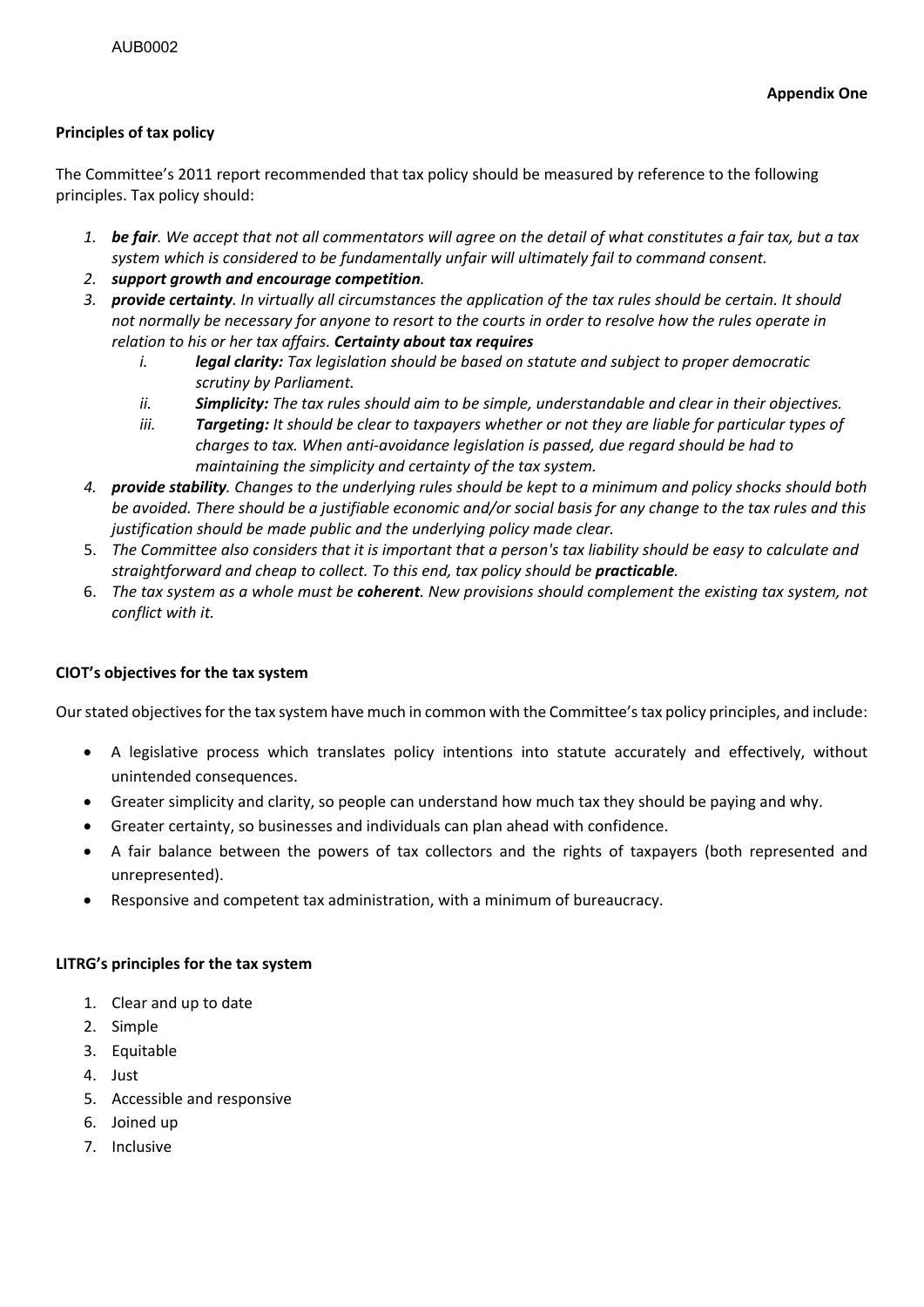**Appendix One**

**Principles of tax policy**

The Committee's 2011 report recommended that tax policy should be measured by reference to the following principles. Tax policy should:

1. ***be fair****. We accept that not all commentators will agree on the detail of what constitutes a fair tax, but a tax system which is considered to be fundamentally unfair will ultimately fail to command consent.*
2. ***support growth and encourage competition****.*
3. ***provide certainty****. In virtually all circumstances the application of the tax rules should be certain. It should not normally be necessary for anyone to resort to the courts in order to resolve how the rules operate in relation to his or her tax affairs.* ***Certainty about tax requires***
   i. ***legal clarity:*** *Tax legislation should be based on statute and subject to proper democratic scrutiny by Parliament.*
   ii. ***Simplicity:*** *The tax rules should aim to be simple, understandable and clear in their objectives.*
   iii. ***Targeting:*** *It should be clear to taxpayers whether or not they are liable for particular types of charges to tax. When anti-avoidance legislation is passed, due regard should be had to maintaining the simplicity and certainty of the tax system.*
4. ***provide stability****. Changes to the underlying rules should be kept to a minimum and policy shocks should both be avoided. There should be a justifiable economic and/or social basis for any change to the tax rules and this justification should be made public and the underlying policy made clear.*
5. *The Committee also considers that it is important that a person's tax liability should be easy to calculate and straightforward and cheap to collect. To this end, tax policy should be* ***practicable****.*
6. *The tax system as a whole must be* ***coherent****. New provisions should complement the existing tax system, not conflict with it.*

**CIOT's objectives for the tax system**

Our stated objectives for the tax system have much in common with the Committee's tax policy principles, and include:

- A legislative process which translates policy intentions into statute accurately and effectively, without unintended consequences.
- Greater simplicity and clarity, so people can understand how much tax they should be paying and why.
- Greater certainty, so businesses and individuals can plan ahead with confidence.
- A fair balance between the powers of tax collectors and the rights of taxpayers (both represented and unrepresented).
- Responsive and competent tax administration, with a minimum of bureaucracy.

**LITRG's principles for the tax system**

1. Clear and up to date
2. Simple
3. Equitable
4. Just
5. Accessible and responsive
6. Joined up
7. Inclusive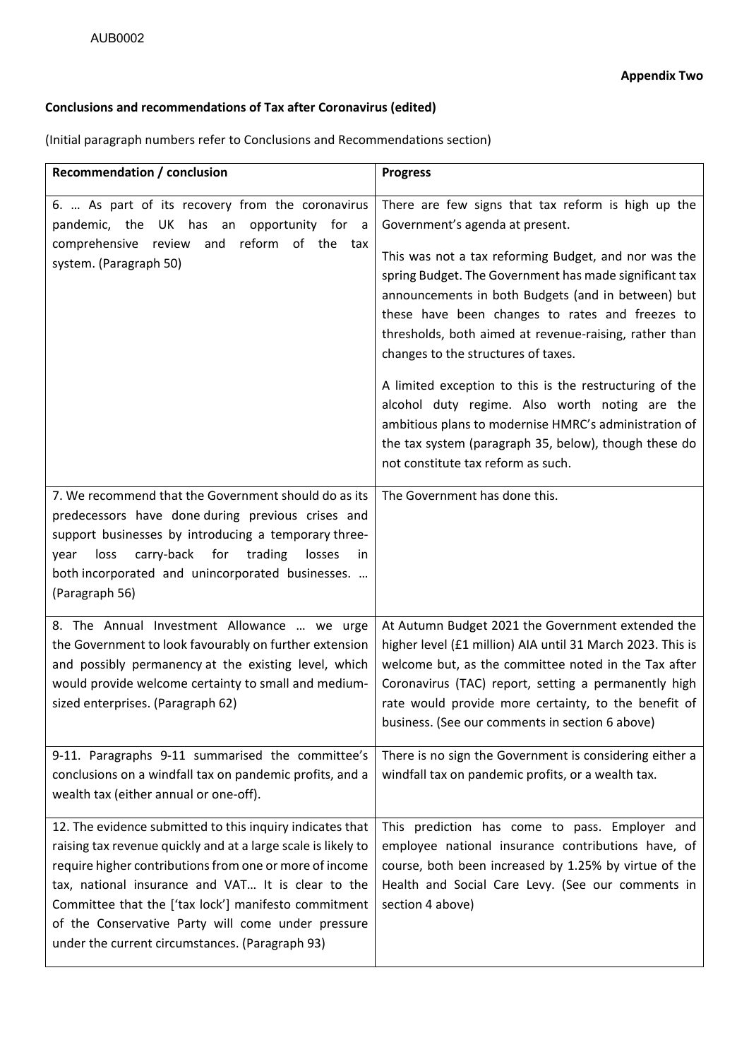**Appendix Two**

**Conclusions and recommendations of Tax after Coronavirus (edited)**

(Initial paragraph numbers refer to Conclusions and Recommendations section)

| Recommendation / conclusion | Progress |
|---|---|
| 6. … As part of its recovery from the coronavirus pandemic, the UK has an opportunity for a comprehensive review and reform of the tax system. (Paragraph 50) | There are few signs that tax reform is high up the Government's agenda at present.<br><br>This was not a tax reforming Budget, and nor was the spring Budget. The Government has made significant tax announcements in both Budgets (and in between) but these have been changes to rates and freezes to thresholds, both aimed at revenue-raising, rather than changes to the structures of taxes.<br><br>A limited exception to this is the restructuring of the alcohol duty regime. Also worth noting are the ambitious plans to modernise HMRC's administration of the tax system (paragraph 35, below), though these do not constitute tax reform as such. |
| 7. We recommend that the Government should do as its predecessors have done during previous crises and support businesses by introducing a temporary three-year loss carry-back for trading losses in both incorporated and unincorporated businesses. … (Paragraph 56) | The Government has done this. |
| 8. The Annual Investment Allowance … we urge the Government to look favourably on further extension and possibly permanency at the existing level, which would provide welcome certainty to small and medium-sized enterprises. (Paragraph 62) | At Autumn Budget 2021 the Government extended the higher level (£1 million) AIA until 31 March 2023. This is welcome but, as the committee noted in the Tax after Coronavirus (TAC) report, setting a permanently high rate would provide more certainty, to the benefit of business. (See our comments in section 6 above) |
| 9-11. Paragraphs 9-11 summarised the committee's conclusions on a windfall tax on pandemic profits, and a wealth tax (either annual or one-off). | There is no sign the Government is considering either a windfall tax on pandemic profits, or a wealth tax. |
| 12. The evidence submitted to this inquiry indicates that raising tax revenue quickly and at a large scale is likely to require higher contributions from one or more of income tax, national insurance and VAT… It is clear to the Committee that the ['tax lock'] manifesto commitment of the Conservative Party will come under pressure under the current circumstances. (Paragraph 93) | This prediction has come to pass. Employer and employee national insurance contributions have, of course, both been increased by 1.25% by virtue of the Health and Social Care Levy. (See our comments in section 4 above) |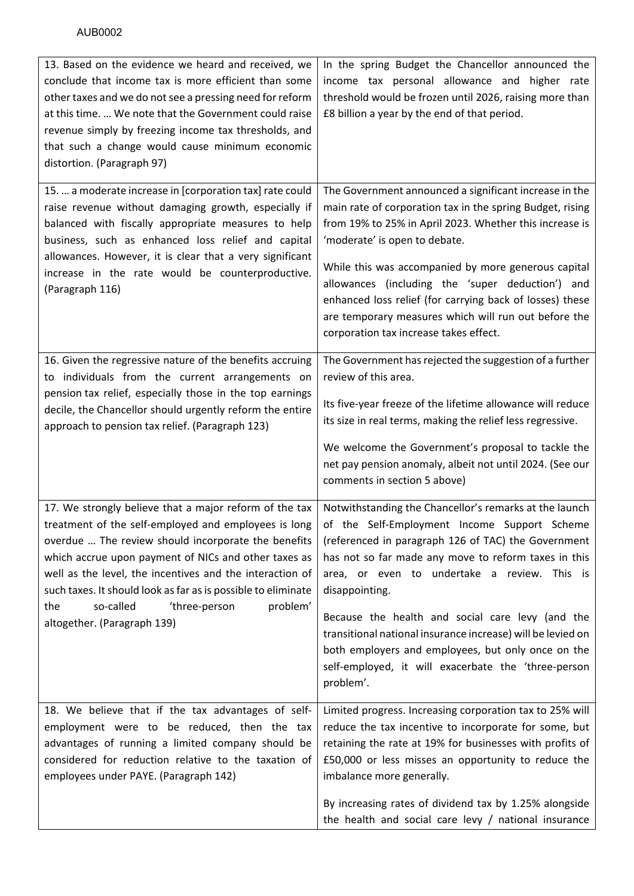| | |
|---|---|
| 13. Based on the evidence we heard and received, we conclude that income tax is more efficient than some other taxes and we do not see a pressing need for reform at this time. … We note that the Government could raise revenue simply by freezing income tax thresholds, and that such a change would cause minimum economic distortion. (Paragraph 97) | In the spring Budget the Chancellor announced the income tax personal allowance and higher rate threshold would be frozen until 2026, raising more than £8 billion a year by the end of that period. |
| 15. … a moderate increase in [corporation tax] rate could raise revenue without damaging growth, especially if balanced with fiscally appropriate measures to help business, such as enhanced loss relief and capital allowances. However, it is clear that a very significant increase in the rate would be counterproductive. (Paragraph 116) | The Government announced a significant increase in the main rate of corporation tax in the spring Budget, rising from 19% to 25% in April 2023. Whether this increase is 'moderate' is open to debate.<br><br>While this was accompanied by more generous capital allowances (including the 'super deduction') and enhanced loss relief (for carrying back of losses) these are temporary measures which will run out before the corporation tax increase takes effect. |
| 16. Given the regressive nature of the benefits accruing to individuals from the current arrangements on pension tax relief, especially those in the top earnings decile, the Chancellor should urgently reform the entire approach to pension tax relief. (Paragraph 123) | The Government has rejected the suggestion of a further review of this area.<br><br>Its five-year freeze of the lifetime allowance will reduce its size in real terms, making the relief less regressive.<br><br>We welcome the Government's proposal to tackle the net pay pension anomaly, albeit not until 2024. (See our comments in section 5 above) |
| 17. We strongly believe that a major reform of the tax treatment of the self-employed and employees is long overdue … The review should incorporate the benefits which accrue upon payment of NICs and other taxes as well as the level, the incentives and the interaction of such taxes. It should look as far as is possible to eliminate the so-called 'three-person problem' altogether. (Paragraph 139) | Notwithstanding the Chancellor's remarks at the launch of the Self-Employment Income Support Scheme (referenced in paragraph 126 of TAC) the Government has not so far made any move to reform taxes in this area, or even to undertake a review. This is disappointing.<br><br>Because the health and social care levy (and the transitional national insurance increase) will be levied on both employers and employees, but only once on the self-employed, it will exacerbate the 'three-person problem'. |
| 18. We believe that if the tax advantages of self-employment were to be reduced, then the tax advantages of running a limited company should be considered for reduction relative to the taxation of employees under PAYE. (Paragraph 142) | Limited progress. Increasing corporation tax to 25% will reduce the tax incentive to incorporate for some, but retaining the rate at 19% for businesses with profits of £50,000 or less misses an opportunity to reduce the imbalance more generally.<br><br>By increasing rates of dividend tax by 1.25% alongside the health and social care levy / national insurance |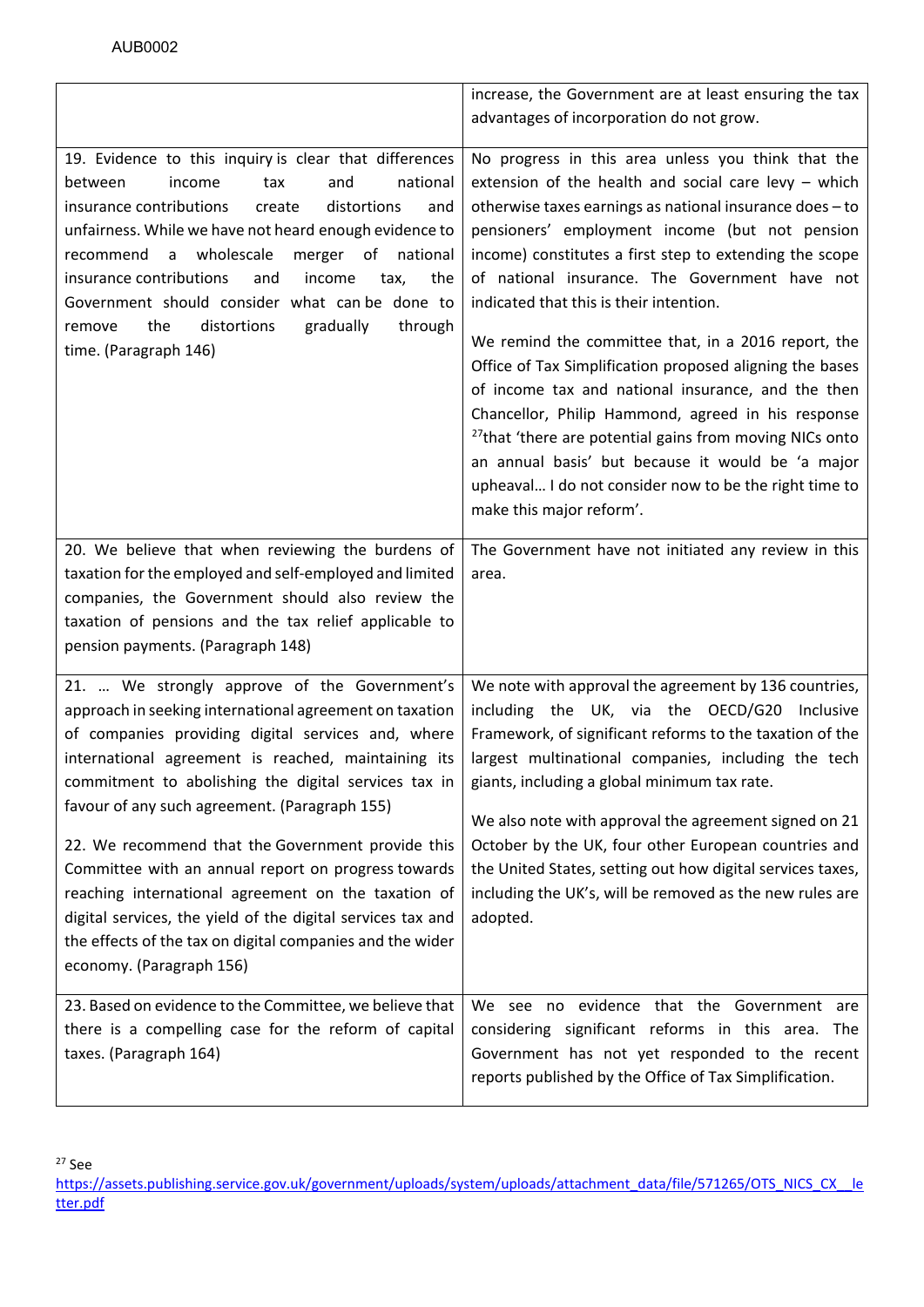| | |
|---|---|
| | increase, the Government are at least ensuring the tax advantages of incorporation do not grow. |
| 19. Evidence to this inquiry is clear that differences between income tax and national insurance contributions create distortions and unfairness. While we have not heard enough evidence to recommend a wholescale merger of national insurance contributions and income tax, the Government should consider what can be done to remove the distortions gradually through time. (Paragraph 146) | No progress in this area unless you think that the extension of the health and social care levy – which otherwise taxes earnings as national insurance does – to pensioners' employment income (but not pension income) constitutes a first step to extending the scope of national insurance. The Government have not indicated that this is their intention.<br><br>We remind the committee that, in a 2016 report, the Office of Tax Simplification proposed aligning the bases of income tax and national insurance, and the then Chancellor, Philip Hammond, agreed in his response [27]that 'there are potential gains from moving NICs onto an annual basis' but because it would be 'a major upheaval… I do not consider now to be the right time to make this major reform'. |
| 20. We believe that when reviewing the burdens of taxation for the employed and self-employed and limited companies, the Government should also review the taxation of pensions and the tax relief applicable to pension payments. (Paragraph 148) | The Government have not initiated any review in this area. |
| 21. … We strongly approve of the Government's approach in seeking international agreement on taxation of companies providing digital services and, where international agreement is reached, maintaining its commitment to abolishing the digital services tax in favour of any such agreement. (Paragraph 155)<br><br>22. We recommend that the Government provide this Committee with an annual report on progress towards reaching international agreement on the taxation of digital services, the yield of the digital services tax and the effects of the tax on digital companies and the wider economy. (Paragraph 156) | We note with approval the agreement by 136 countries, including the UK, via the OECD/G20 Inclusive Framework, of significant reforms to the taxation of the largest multinational companies, including the tech giants, including a global minimum tax rate.<br><br>We also note with approval the agreement signed on 21 October by the UK, four other European countries and the United States, setting out how digital services taxes, including the UK's, will be removed as the new rules are adopted. |
| 23. Based on evidence to the Committee, we believe that there is a compelling case for the reform of capital taxes. (Paragraph 164) | We see no evidence that the Government are considering significant reforms in this area. The Government has not yet responded to the recent reports published by the Office of Tax Simplification. |

[27] See https://assets.publishing.service.gov.uk/government/uploads/system/uploads/attachment_data/file/571265/OTS_NICS_CX__letter.pdf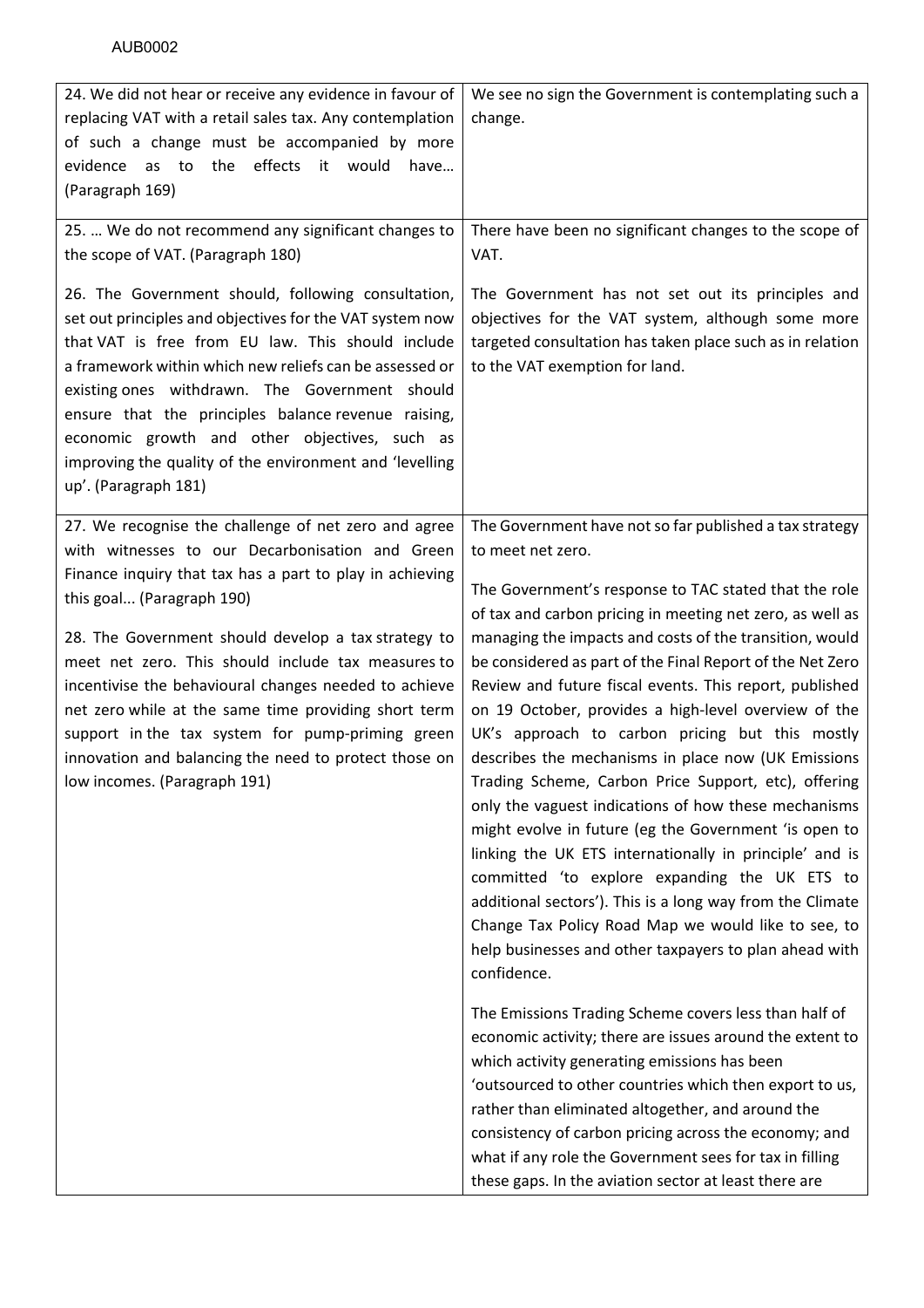AUB0002

| | |
|---|---|
| 24. We did not hear or receive any evidence in favour of replacing VAT with a retail sales tax. Any contemplation of such a change must be accompanied by more evidence as to the effects it would have… (Paragraph 169) | We see no sign the Government is contemplating such a change. |
| 25. … We do not recommend any significant changes to the scope of VAT. (Paragraph 180)<br><br>26. The Government should, following consultation, set out principles and objectives for the VAT system now that VAT is free from EU law. This should include a framework within which new reliefs can be assessed or existing ones withdrawn. The Government should ensure that the principles balance revenue raising, economic growth and other objectives, such as improving the quality of the environment and 'levelling up'. (Paragraph 181) | There have been no significant changes to the scope of VAT.<br><br>The Government has not set out its principles and objectives for the VAT system, although some more targeted consultation has taken place such as in relation to the VAT exemption for land. |
| 27. We recognise the challenge of net zero and agree with witnesses to our Decarbonisation and Green Finance inquiry that tax has a part to play in achieving this goal... (Paragraph 190)<br><br>28. The Government should develop a tax strategy to meet net zero. This should include tax measures to incentivise the behavioural changes needed to achieve net zero while at the same time providing short term support in the tax system for pump-priming green innovation and balancing the need to protect those on low incomes. (Paragraph 191) | The Government have not so far published a tax strategy to meet net zero.<br><br>The Government's response to TAC stated that the role of tax and carbon pricing in meeting net zero, as well as managing the impacts and costs of the transition, would be considered as part of the Final Report of the Net Zero Review and future fiscal events. This report, published on 19 October, provides a high-level overview of the UK's approach to carbon pricing but this mostly describes the mechanisms in place now (UK Emissions Trading Scheme, Carbon Price Support, etc), offering only the vaguest indications of how these mechanisms might evolve in future (eg the Government 'is open to linking the UK ETS internationally in principle' and is committed 'to explore expanding the UK ETS to additional sectors'). This is a long way from the Climate Change Tax Policy Road Map we would like to see, to help businesses and other taxpayers to plan ahead with confidence.<br><br>The Emissions Trading Scheme covers less than half of economic activity; there are issues around the extent to which activity generating emissions has been 'outsourced to other countries which then export to us, rather than eliminated altogether, and around the consistency of carbon pricing across the economy; and what if any role the Government sees for tax in filling these gaps. In the aviation sector at least there are |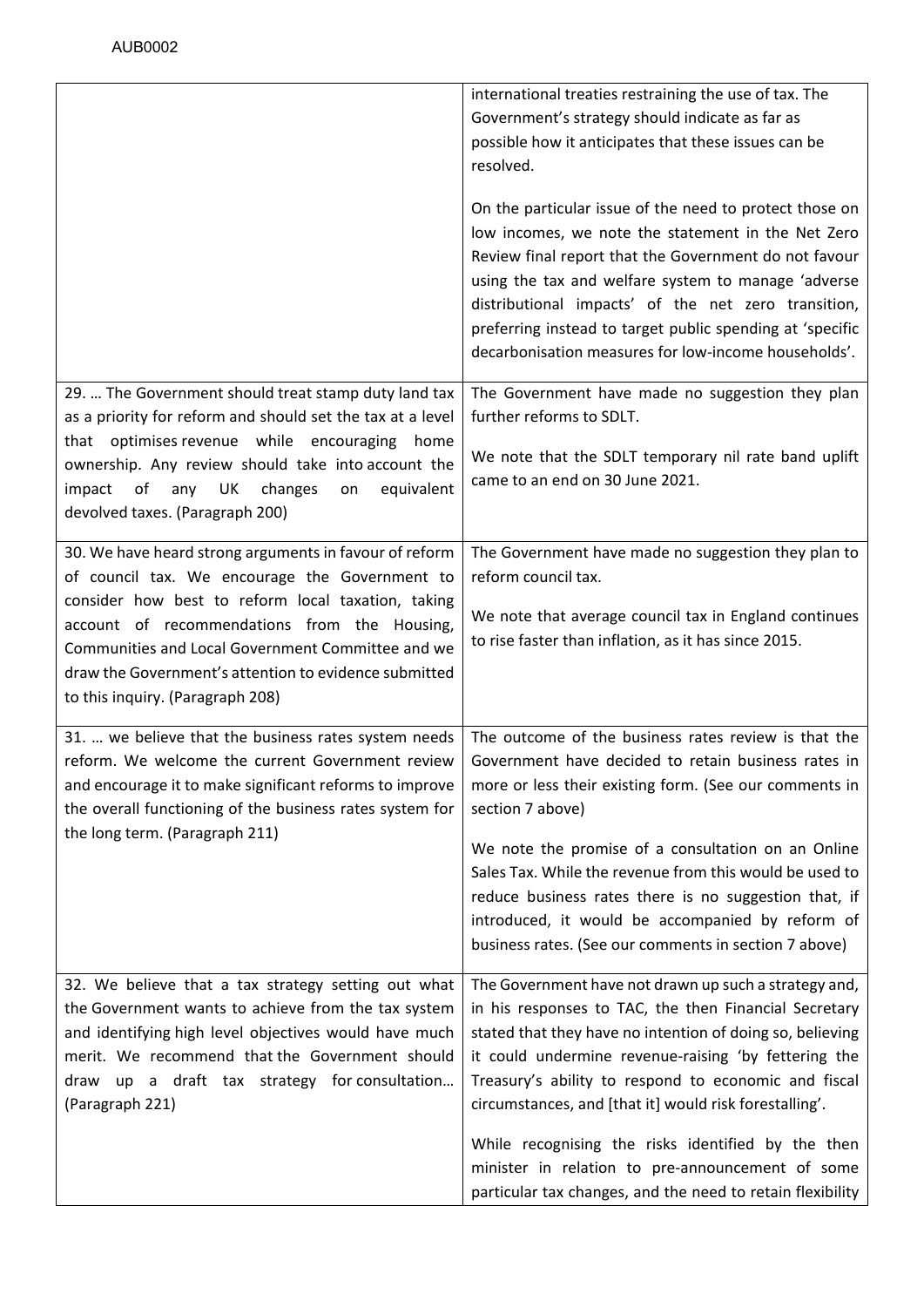| | |
|---|---|
| | international treaties restraining the use of tax. The Government's strategy should indicate as far as possible how it anticipates that these issues can be resolved.<br><br>On the particular issue of the need to protect those on low incomes, we note the statement in the Net Zero Review final report that the Government do not favour using the tax and welfare system to manage 'adverse distributional impacts' of the net zero transition, preferring instead to target public spending at 'specific decarbonisation measures for low-income households'. |
| 29. … The Government should treat stamp duty land tax as a priority for reform and should set the tax at a level that optimises revenue while encouraging home ownership. Any review should take into account the impact of any UK changes on equivalent devolved taxes. (Paragraph 200) | The Government have made no suggestion they plan further reforms to SDLT.<br><br>We note that the SDLT temporary nil rate band uplift came to an end on 30 June 2021. |
| 30. We have heard strong arguments in favour of reform of council tax. We encourage the Government to consider how best to reform local taxation, taking account of recommendations from the Housing, Communities and Local Government Committee and we draw the Government's attention to evidence submitted to this inquiry. (Paragraph 208) | The Government have made no suggestion they plan to reform council tax.<br><br>We note that average council tax in England continues to rise faster than inflation, as it has since 2015. |
| 31. … we believe that the business rates system needs reform. We welcome the current Government review and encourage it to make significant reforms to improve the overall functioning of the business rates system for the long term. (Paragraph 211) | The outcome of the business rates review is that the Government have decided to retain business rates in more or less their existing form. (See our comments in section 7 above)<br><br>We note the promise of a consultation on an Online Sales Tax. While the revenue from this would be used to reduce business rates there is no suggestion that, if introduced, it would be accompanied by reform of business rates. (See our comments in section 7 above) |
| 32. We believe that a tax strategy setting out what the Government wants to achieve from the tax system and identifying high level objectives would have much merit. We recommend that the Government should draw up a draft tax strategy for consultation… (Paragraph 221) | The Government have not drawn up such a strategy and, in his responses to TAC, the then Financial Secretary stated that they have no intention of doing so, believing it could undermine revenue-raising 'by fettering the Treasury's ability to respond to economic and fiscal circumstances, and [that it] would risk forestalling'.<br><br>While recognising the risks identified by the then minister in relation to pre-announcement of some particular tax changes, and the need to retain flexibility |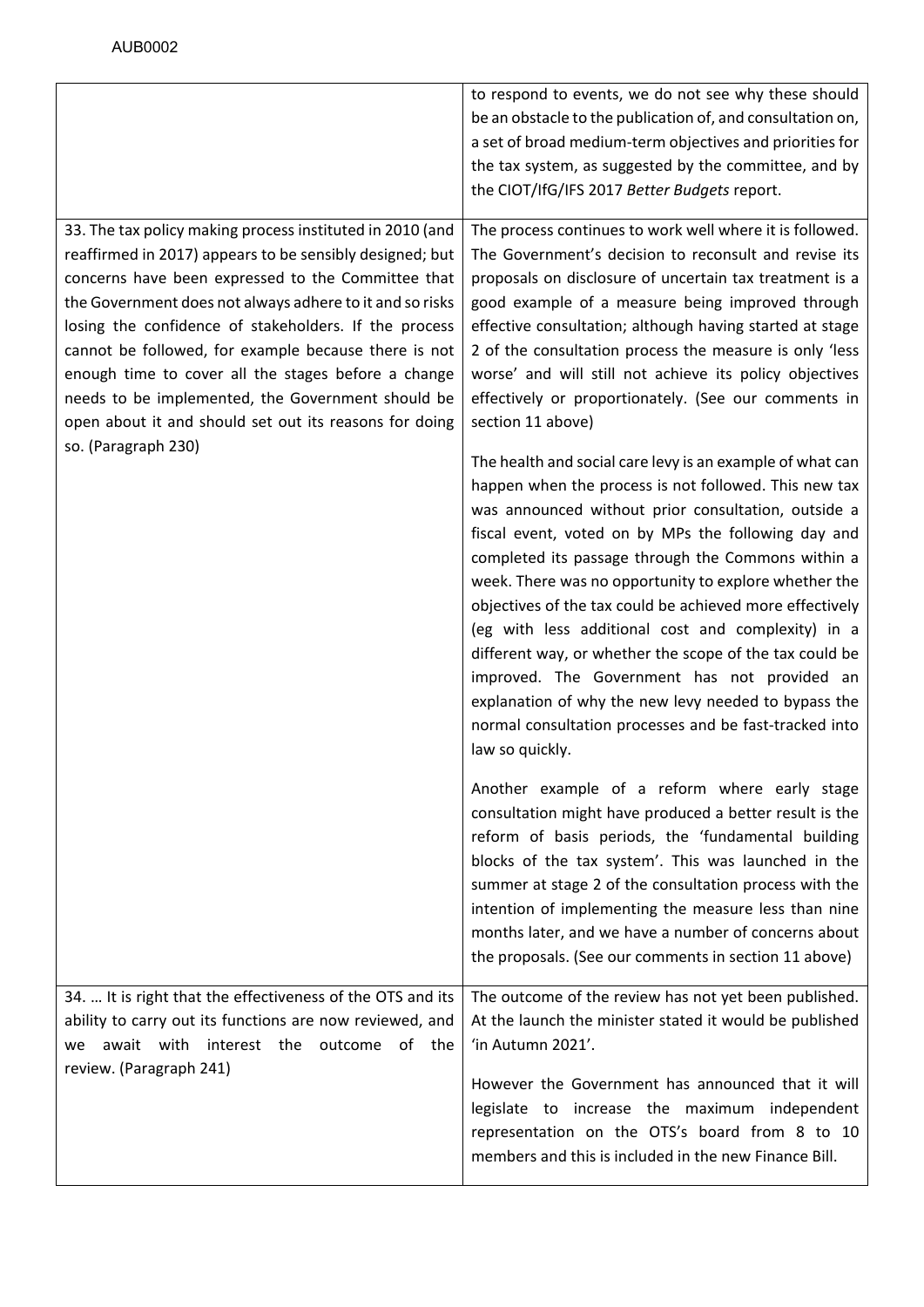| | |
|---|---|
| | to respond to events, we do not see why these should be an obstacle to the publication of, and consultation on, a set of broad medium-term objectives and priorities for the tax system, as suggested by the committee, and by the CIOT/IfG/IFS 2017 *Better Budgets* report. |
| 33. The tax policy making process instituted in 2010 (and reaffirmed in 2017) appears to be sensibly designed; but concerns have been expressed to the Committee that the Government does not always adhere to it and so risks losing the confidence of stakeholders. If the process cannot be followed, for example because there is not enough time to cover all the stages before a change needs to be implemented, the Government should be open about it and should set out its reasons for doing so. (Paragraph 230) | The process continues to work well where it is followed. The Government's decision to reconsult and revise its proposals on disclosure of uncertain tax treatment is a good example of a measure being improved through effective consultation; although having started at stage 2 of the consultation process the measure is only 'less worse' and will still not achieve its policy objectives effectively or proportionately. (See our comments in section 11 above)<br><br>The health and social care levy is an example of what can happen when the process is not followed. This new tax was announced without prior consultation, outside a fiscal event, voted on by MPs the following day and completed its passage through the Commons within a week. There was no opportunity to explore whether the objectives of the tax could be achieved more effectively (eg with less additional cost and complexity) in a different way, or whether the scope of the tax could be improved. The Government has not provided an explanation of why the new levy needed to bypass the normal consultation processes and be fast-tracked into law so quickly.<br><br>Another example of a reform where early stage consultation might have produced a better result is the reform of basis periods, the 'fundamental building blocks of the tax system'. This was launched in the summer at stage 2 of the consultation process with the intention of implementing the measure less than nine months later, and we have a number of concerns about the proposals. (See our comments in section 11 above) |
| 34. … It is right that the effectiveness of the OTS and its ability to carry out its functions are now reviewed, and we await with interest the outcome of the review. (Paragraph 241) | The outcome of the review has not yet been published. At the launch the minister stated it would be published 'in Autumn 2021'.<br><br>However the Government has announced that it will legislate to increase the maximum independent representation on the OTS's board from 8 to 10 members and this is included in the new Finance Bill. |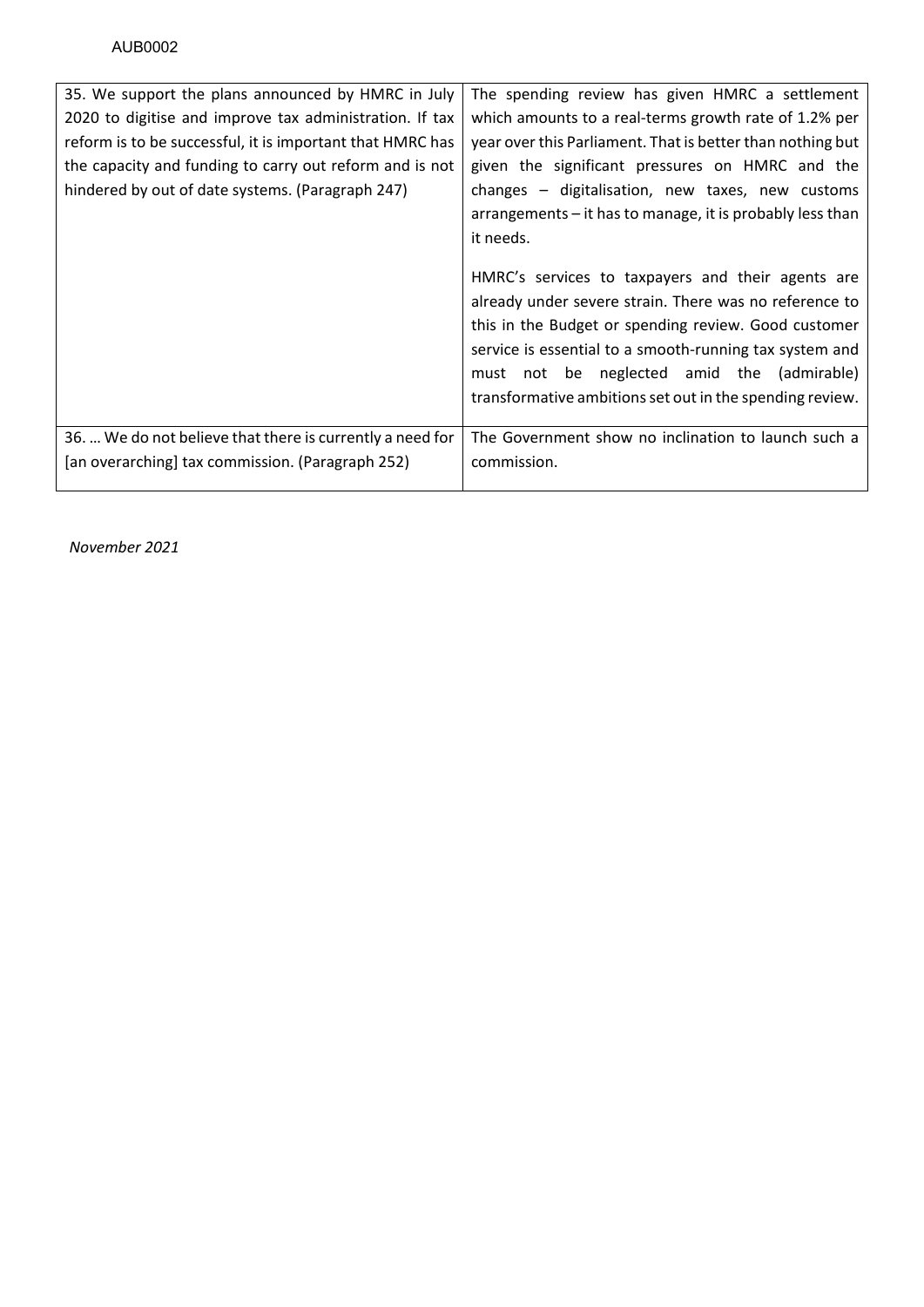| | |
|---|---|
| 35. We support the plans announced by HMRC in July 2020 to digitise and improve tax administration. If tax reform is to be successful, it is important that HMRC has the capacity and funding to carry out reform and is not hindered by out of date systems. (Paragraph 247) | The spending review has given HMRC a settlement which amounts to a real-terms growth rate of 1.2% per year over this Parliament. That is better than nothing but given the significant pressures on HMRC and the changes – digitalisation, new taxes, new customs arrangements – it has to manage, it is probably less than it needs.<br><br>HMRC's services to taxpayers and their agents are already under severe strain. There was no reference to this in the Budget or spending review. Good customer service is essential to a smooth-running tax system and must not be neglected amid the (admirable) transformative ambitions set out in the spending review. |
| 36. … We do not believe that there is currently a need for [an overarching] tax commission. (Paragraph 252) | The Government show no inclination to launch such a commission. |

*November 2021*